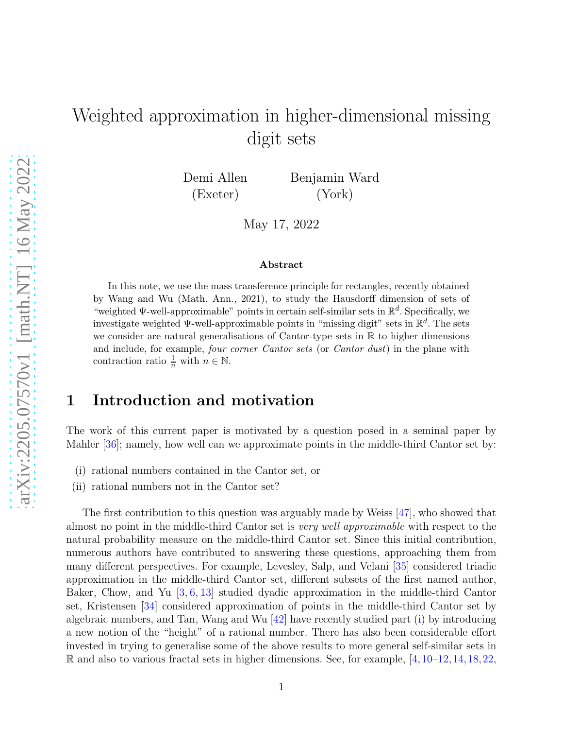# Weighted approximation in higher-dimensional missing digit sets

Demi Allen (Exeter) Benjamin Ward (York)

May 17, 2022

**Abstract**

In this note, we use the mass transference principle for rectangles, recently obtained by Wang and Wu (Math. Ann., 2021), to study the Hausdorff dimension of sets of "weighted $\Psi$-well-approximable" points in certain self-similar sets in $\mathbb{R}^d$. Specifically, we investigate weighted $\Psi$-well-approximable points in "missing digit" sets in $\mathbb{R}^d$. The sets we consider are natural generalisations of Cantor-type sets in $\mathbb{R}$ to higher dimensions and include, for example, *four corner Cantor sets* (or *Cantor dust*) in the plane with contraction ratio $\frac{1}{n}$ with $n \in \mathbb{N}$.

## 1 Introduction and motivation

The work of this current paper is motivated by a question posed in a seminal paper by Mahler [36]; namely, how well can we approximate points in the middle-third Cantor set by:

(i) rational numbers contained in the Cantor set, or

(ii) rational numbers not in the Cantor set?

The first contribution to this question was arguably made by Weiss [47], who showed that almost no point in the middle-third Cantor set is *very well approximable* with respect to the natural probability measure on the middle-third Cantor set. Since this initial contribution, numerous authors have contributed to answering these questions, approaching them from many different perspectives. For example, Levesley, Salp, and Velani [35] considered triadic approximation in the middle-third Cantor set, different subsets of the first named author, Baker, Chow, and Yu [3, 6, 13] studied dyadic approximation in the middle-third Cantor set, Kristensen [34] considered approximation of points in the middle-third Cantor set by algebraic numbers, and Tan, Wang and Wu [42] have recently studied part (i) by introducing a new notion of the "height" of a rational number. There has also been considerable effort invested in trying to generalise some of the above results to more general self-similar sets in $\mathbb{R}$ and also to various fractal sets in higher dimensions. See, for example, [4, 10–12, 14, 18, 22,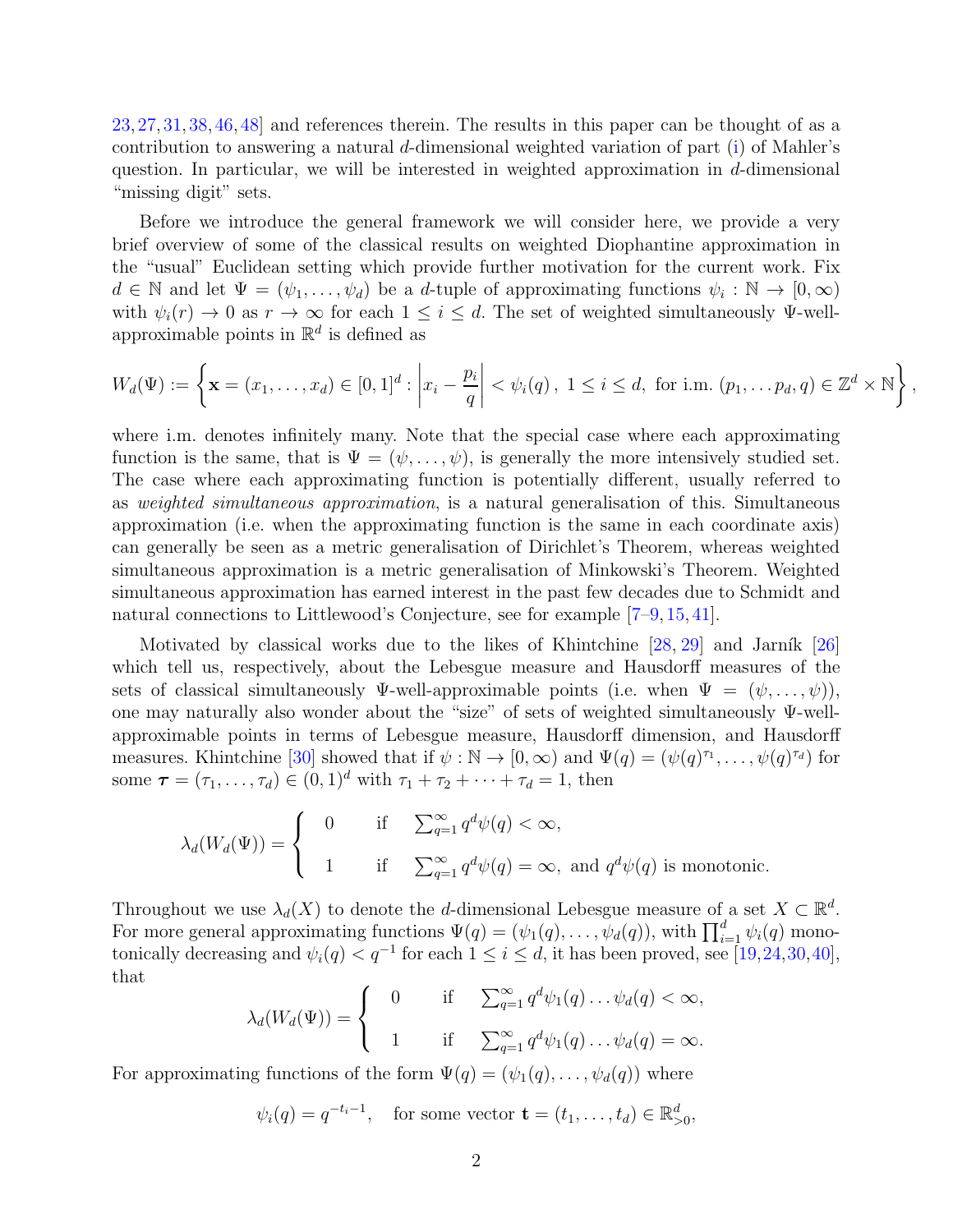23,27,31,38,46,48] and references therein. The results in this paper can be thought of as a contribution to answering a natural $d$-dimensional weighted variation of part (i) of Mahler's question. In particular, we will be interested in weighted approximation in $d$-dimensional "missing digit" sets.

Before we introduce the general framework we will consider here, we provide a very brief overview of some of the classical results on weighted Diophantine approximation in the "usual" Euclidean setting which provide further motivation for the current work. Fix $d \in \mathbb{N}$ and let $\Psi = (\psi_1, \ldots, \psi_d)$ be a $d$-tuple of approximating functions $\psi_i : \mathbb{N} \to [0, \infty)$ with $\psi_i(r) \to 0$ as $r \to \infty$ for each $1 \leq i \leq d$. The set of weighted simultaneously $\Psi$-well-approximable points in $\mathbb{R}^d$ is defined as

$$W_d(\Psi) := \left\{ \mathbf{x} = (x_1, \ldots, x_d) \in [0,1]^d : \left| x_i - \frac{p_i}{q} \right| < \psi_i(q)\,,\ 1 \leq i \leq d, \text{ for i.m. } (p_1, \ldots p_d, q) \in \mathbb{Z}^d \times \mathbb{N} \right\},$$

where i.m. denotes infinitely many. Note that the special case where each approximating function is the same, that is $\Psi = (\psi, \ldots, \psi)$, is generally the more intensively studied set. The case where each approximating function is potentially different, usually referred to as *weighted simultaneous approximation*, is a natural generalisation of this. Simultaneous approximation (i.e. when the approximating function is the same in each coordinate axis) can generally be seen as a metric generalisation of Dirichlet's Theorem, whereas weighted simultaneous approximation is a metric generalisation of Minkowski's Theorem. Weighted simultaneous approximation has earned interest in the past few decades due to Schmidt and natural connections to Littlewood's Conjecture, see for example [7–9,15,41].

Motivated by classical works due to the likes of Khintchine [28,29] and Jarník [26] which tell us, respectively, about the Lebesgue measure and Hausdorff measures of the sets of classical simultaneously $\Psi$-well-approximable points (i.e. when $\Psi = (\psi, \ldots, \psi)$), one may naturally also wonder about the "size" of sets of weighted simultaneously $\Psi$-well-approximable points in terms of Lebesgue measure, Hausdorff dimension, and Hausdorff measures. Khintchine [30] showed that if $\psi : \mathbb{N} \to [0, \infty)$ and $\Psi(q) = (\psi(q)^{\tau_1}, \ldots, \psi(q)^{\tau_d})$ for some $\boldsymbol{\tau} = (\tau_1, \ldots, \tau_d) \in (0,1)^d$ with $\tau_1 + \tau_2 + \cdots + \tau_d = 1$, then

$$\lambda_d(W_d(\Psi)) = \begin{cases} 0 & \text{if} \quad \sum_{q=1}^{\infty} q^d \psi(q) < \infty, \\[2ex] 1 & \text{if} \quad \sum_{q=1}^{\infty} q^d \psi(q) = \infty, \text{ and } q^d\psi(q) \text{ is monotonic.} \end{cases}$$

Throughout we use $\lambda_d(X)$ to denote the $d$-dimensional Lebesgue measure of a set $X \subset \mathbb{R}^d$. For more general approximating functions $\Psi(q) = (\psi_1(q), \ldots, \psi_d(q))$, with $\prod_{i=1}^{d} \psi_i(q)$ monotonically decreasing and $\psi_i(q) < q^{-1}$ for each $1 \leq i \leq d$, it has been proved, see [19,24,30,40], that

$$\lambda_d(W_d(\Psi)) = \begin{cases} 0 & \text{if} \quad \sum_{q=1}^{\infty} q^d \psi_1(q) \ldots \psi_d(q) < \infty, \\[2ex] 1 & \text{if} \quad \sum_{q=1}^{\infty} q^d \psi_1(q) \ldots \psi_d(q) = \infty. \end{cases}$$

For approximating functions of the form $\Psi(q) = (\psi_1(q), \ldots, \psi_d(q))$ where

$$\psi_i(q) = q^{-t_i - 1}, \quad \text{for some vector } \mathbf{t} = (t_1, \ldots, t_d) \in \mathbb{R}^d_{>0},$$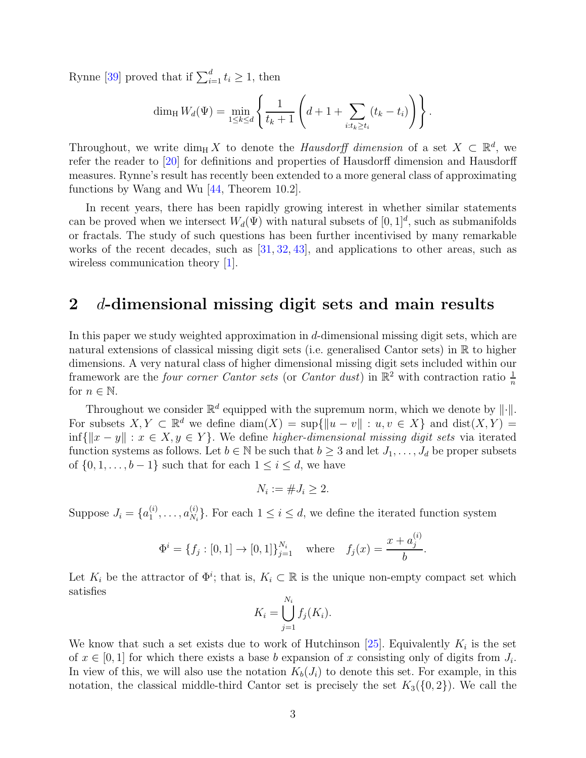Rynne [39] proved that if $\sum_{i=1}^{d} t_i \geq 1$, then

$$\dim_{\mathrm{H}} W_d(\Psi) = \min_{1 \leq k \leq d} \left\{ \frac{1}{t_k + 1} \left( d + 1 + \sum_{i : t_k \geq t_i} (t_k - t_i) \right) \right\}.$$

Throughout, we write $\dim_{\mathrm{H}} X$ to denote the *Hausdorff dimension* of a set $X \subset \mathbb{R}^d$, we refer the reader to [20] for definitions and properties of Hausdorff dimension and Hausdorff measures. Rynne's result has recently been extended to a more general class of approximating functions by Wang and Wu [44, Theorem 10.2].

In recent years, there has been rapidly growing interest in whether similar statements can be proved when we intersect $W_d(\Psi)$ with natural subsets of $[0,1]^d$, such as submanifolds or fractals. The study of such questions has been further incentivised by many remarkable works of the recent decades, such as [31, 32, 43], and applications to other areas, such as wireless communication theory [1].

## 2 $d$-dimensional missing digit sets and main results

In this paper we study weighted approximation in $d$-dimensional missing digit sets, which are natural extensions of classical missing digit sets (i.e. generalised Cantor sets) in $\mathbb{R}$ to higher dimensions. A very natural class of higher dimensional missing digit sets included within our framework are the *four corner Cantor sets* (or *Cantor dust*) in $\mathbb{R}^2$ with contraction ratio $\frac{1}{n}$ for $n \in \mathbb{N}$.

Throughout we consider $\mathbb{R}^d$ equipped with the supremum norm, which we denote by $\|\cdot\|$. For subsets $X, Y \subset \mathbb{R}^d$ we define $\mathrm{diam}(X) = \sup\{\|u - v\| : u, v \in X\}$ and $\mathrm{dist}(X, Y) = \inf\{\|x - y\| : x \in X, y \in Y\}$. We define *higher-dimensional missing digit sets* via iterated function systems as follows. Let $b \in \mathbb{N}$ be such that $b \geq 3$ and let $J_1, \ldots, J_d$ be proper subsets of $\{0, 1, \ldots, b-1\}$ such that for each $1 \leq i \leq d$, we have

$$N_i := \# J_i \geq 2.$$

Suppose $J_i = \{a_1^{(i)}, \ldots, a_{N_i}^{(i)}\}$. For each $1 \leq i \leq d$, we define the iterated function system

$$\Phi^i = \{f_j : [0,1] \to [0,1]\}_{j=1}^{N_i} \quad \text{where} \quad f_j(x) = \frac{x + a_j^{(i)}}{b}.$$

Let $K_i$ be the attractor of $\Phi^i$; that is, $K_i \subset \mathbb{R}$ is the unique non-empty compact set which satisfies

$$K_i = \bigcup_{j=1}^{N_i} f_j(K_i).$$

We know that such a set exists due to work of Hutchinson [25]. Equivalently $K_i$ is the set of $x \in [0,1]$ for which there exists a base $b$ expansion of $x$ consisting only of digits from $J_i$. In view of this, we will also use the notation $K_b(J_i)$ to denote this set. For example, in this notation, the classical middle-third Cantor set is precisely the set $K_3(\{0, 2\})$. We call the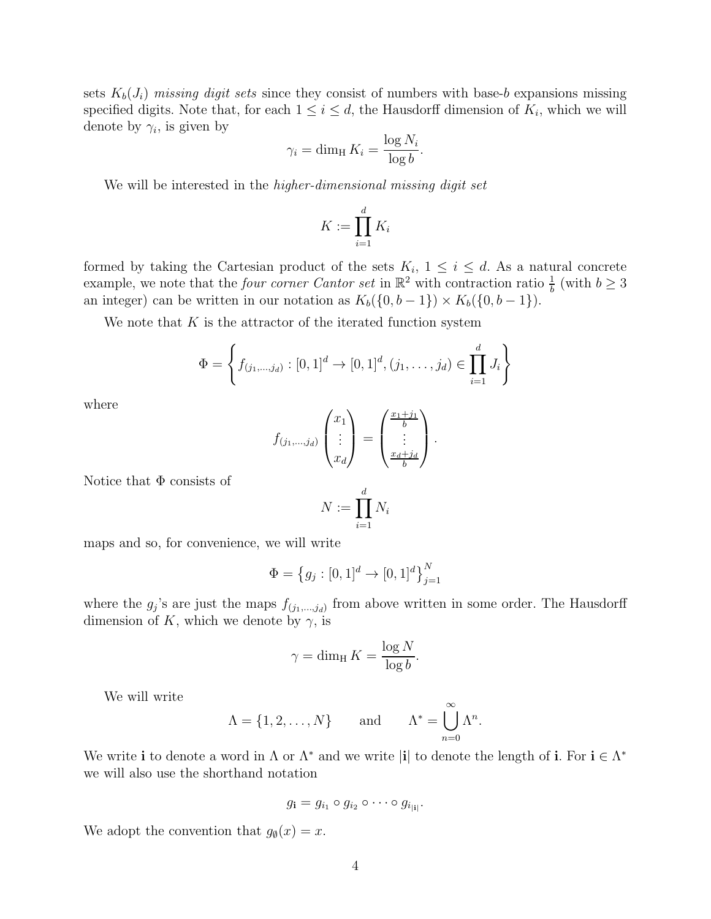sets $K_b(J_i)$ *missing digit sets* since they consist of numbers with base-$b$ expansions missing specified digits. Note that, for each $1 \le i \le d$, the Hausdorff dimension of $K_i$, which we will denote by $\gamma_i$, is given by

$$\gamma_i = \dim_{\mathrm{H}} K_i = \frac{\log N_i}{\log b}.$$

We will be interested in the *higher-dimensional missing digit set*

$$K := \prod_{i=1}^{d} K_i$$

formed by taking the Cartesian product of the sets $K_i$, $1 \le i \le d$. As a natural concrete example, we note that the *four corner Cantor set* in $\mathbb{R}^2$ with contraction ratio $\frac{1}{b}$ (with $b \ge 3$ an integer) can be written in our notation as $K_b(\{0, b-1\}) \times K_b(\{0, b-1\})$.

We note that $K$ is the attractor of the iterated function system

$$\Phi = \left\{ f_{(j_1,\dots,j_d)} : [0,1]^d \to [0,1]^d, (j_1, \dots, j_d) \in \prod_{i=1}^{d} J_i \right\}$$

where

$$f_{(j_1,\dots,j_d)} \begin{pmatrix} x_1 \\ \vdots \\ x_d \end{pmatrix} = \begin{pmatrix} \frac{x_1+j_1}{b} \\ \vdots \\ \frac{x_d+j_d}{b} \end{pmatrix}.$$

Notice that $\Phi$ consists of

$$N := \prod_{i=1}^{d} N_i$$

maps and so, for convenience, we will write

$$\Phi = \left\{ g_j : [0,1]^d \to [0,1]^d \right\}_{j=1}^{N}$$

where the $g_j$'s are just the maps $f_{(j_1,\dots,j_d)}$ from above written in some order. The Hausdorff dimension of $K$, which we denote by $\gamma$, is

$$\gamma = \dim_{\mathrm{H}} K = \frac{\log N}{\log b}.$$

We will write

$$\Lambda = \{1, 2, \dots, N\} \qquad \text{and} \qquad \Lambda^* = \bigcup_{n=0}^{\infty} \Lambda^n.$$

We write $\mathbf{i}$ to denote a word in $\Lambda$ or $\Lambda^*$ and we write $|\mathbf{i}|$ to denote the length of $\mathbf{i}$. For $\mathbf{i} \in \Lambda^*$ we will also use the shorthand notation

$$g_{\mathbf{i}} = g_{i_1} \circ g_{i_2} \circ \cdots \circ g_{i_{|\mathbf{i}|}}.$$

We adopt the convention that $g_{\emptyset}(x) = x$.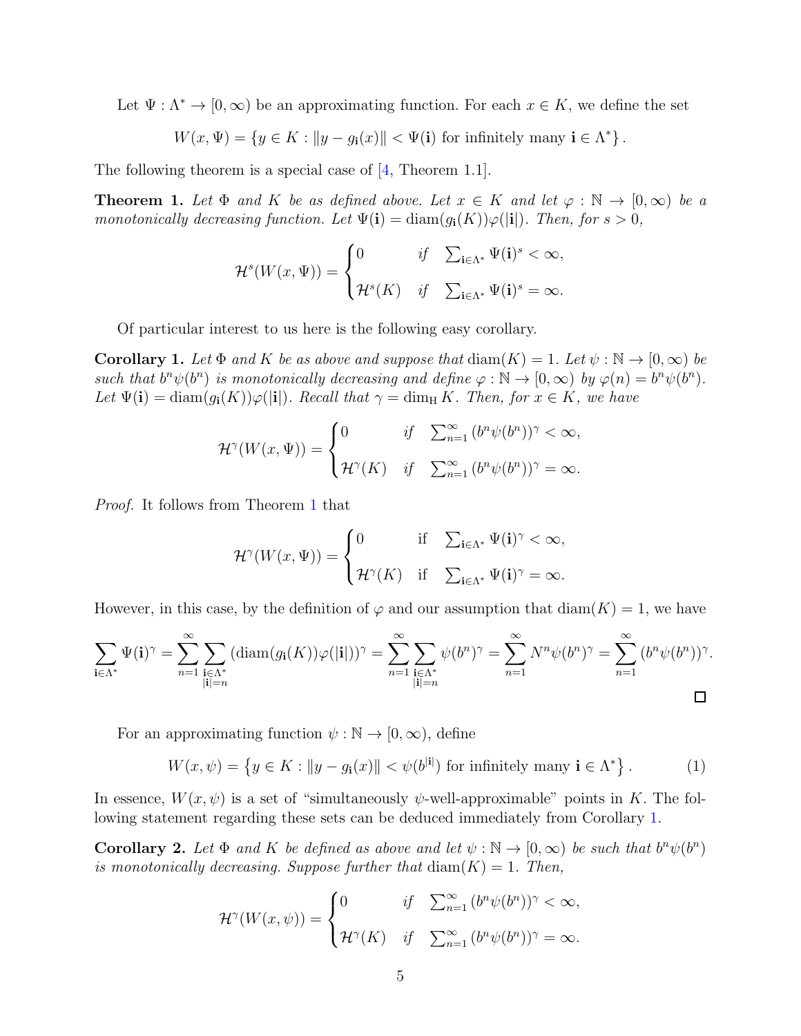Let $\Psi : \Lambda^* \to [0, \infty)$ be an approximating function. For each $x \in K$, we define the set

$$W(x, \Psi) = \{y \in K : \|y - g_{\mathbf{i}}(x)\| < \Psi(\mathbf{i}) \text{ for infinitely many } \mathbf{i} \in \Lambda^*\}.$$

The following theorem is a special case of [4, Theorem 1.1].

**Theorem 1.** *Let $\Phi$ and $K$ be as defined above. Let $x \in K$ and let $\varphi : \mathbb{N} \to [0, \infty)$ be a monotonically decreasing function. Let $\Psi(\mathbf{i}) = \operatorname{diam}(g_{\mathbf{i}}(K))\varphi(|\mathbf{i}|)$. Then, for $s > 0$,*

$$\mathcal{H}^s(W(x, \Psi)) = \begin{cases} 0 & \text{if} \quad \sum_{\mathbf{i} \in \Lambda^*} \Psi(\mathbf{i})^s < \infty, \\ \mathcal{H}^s(K) & \text{if} \quad \sum_{\mathbf{i} \in \Lambda^*} \Psi(\mathbf{i})^s = \infty. \end{cases}$$

Of particular interest to us here is the following easy corollary.

**Corollary 1.** *Let $\Phi$ and $K$ be as above and suppose that $\operatorname{diam}(K) = 1$. Let $\psi : \mathbb{N} \to [0, \infty)$ be such that $b^n\psi(b^n)$ is monotonically decreasing and define $\varphi : \mathbb{N} \to [0, \infty)$ by $\varphi(n) = b^n\psi(b^n)$. Let $\Psi(\mathbf{i}) = \operatorname{diam}(g_{\mathbf{i}}(K))\varphi(|\mathbf{i}|)$. Recall that $\gamma = \dim_{\mathrm{H}} K$. Then, for $x \in K$, we have*

$$\mathcal{H}^\gamma(W(x, \Psi)) = \begin{cases} 0 & \text{if} \quad \sum_{n=1}^{\infty} (b^n\psi(b^n))^\gamma < \infty, \\ \mathcal{H}^\gamma(K) & \text{if} \quad \sum_{n=1}^{\infty} (b^n\psi(b^n))^\gamma = \infty. \end{cases}$$

*Proof.* It follows from Theorem 1 that

$$\mathcal{H}^\gamma(W(x, \Psi)) = \begin{cases} 0 & \text{if} \quad \sum_{\mathbf{i} \in \Lambda^*} \Psi(\mathbf{i})^\gamma < \infty, \\ \mathcal{H}^\gamma(K) & \text{if} \quad \sum_{\mathbf{i} \in \Lambda^*} \Psi(\mathbf{i})^\gamma = \infty. \end{cases}$$

However, in this case, by the definition of $\varphi$ and our assumption that $\operatorname{diam}(K) = 1$, we have

$$\sum_{\mathbf{i} \in \Lambda^*} \Psi(\mathbf{i})^\gamma = \sum_{n=1}^{\infty} \sum_{\substack{\mathbf{i} \in \Lambda^* \\ |\mathbf{i}|=n}} (\operatorname{diam}(g_{\mathbf{i}}(K))\varphi(|\mathbf{i}|))^\gamma = \sum_{n=1}^{\infty} \sum_{\substack{\mathbf{i} \in \Lambda^* \\ |\mathbf{i}|=n}} \psi(b^n)^\gamma = \sum_{n=1}^{\infty} N^n\psi(b^n)^\gamma = \sum_{n=1}^{\infty} (b^n\psi(b^n))^\gamma.$$

$\square$

For an approximating function $\psi : \mathbb{N} \to [0, \infty)$, define

$$W(x, \psi) = \left\{y \in K : \|y - g_{\mathbf{i}}(x)\| < \psi(b^{|\mathbf{i}|}) \text{ for infinitely many } \mathbf{i} \in \Lambda^*\right\}. \tag{1}$$

In essence, $W(x, \psi)$ is a set of "simultaneously $\psi$-well-approximable" points in $K$. The following statement regarding these sets can be deduced immediately from Corollary 1.

**Corollary 2.** *Let $\Phi$ and $K$ be defined as above and let $\psi : \mathbb{N} \to [0, \infty)$ be such that $b^n\psi(b^n)$ is monotonically decreasing. Suppose further that $\operatorname{diam}(K) = 1$. Then,*

$$\mathcal{H}^\gamma(W(x, \psi)) = \begin{cases} 0 & \text{if} \quad \sum_{n=1}^{\infty} (b^n\psi(b^n))^\gamma < \infty, \\ \mathcal{H}^\gamma(K) & \text{if} \quad \sum_{n=1}^{\infty} (b^n\psi(b^n))^\gamma = \infty. \end{cases}$$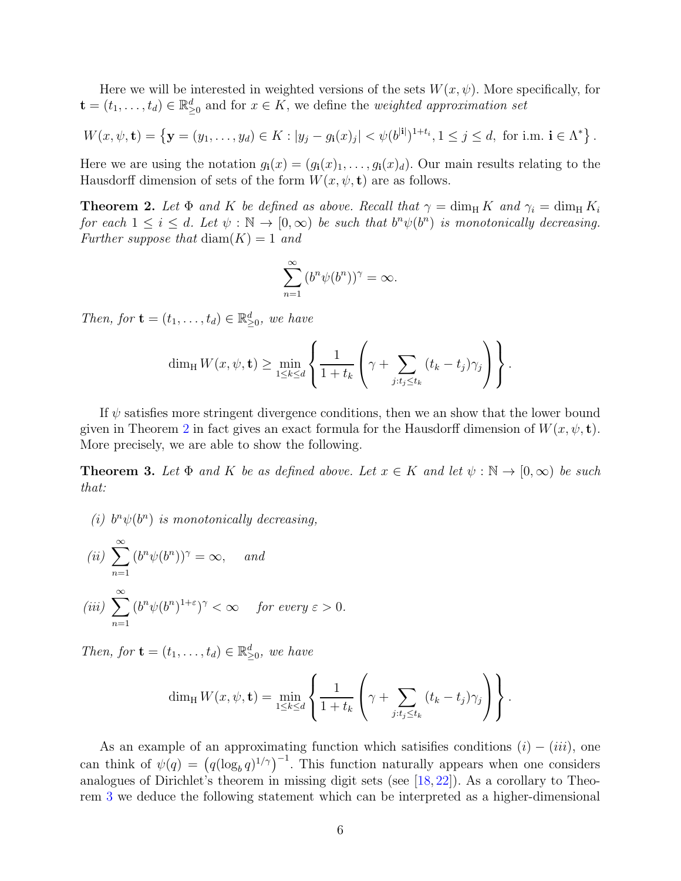Here we will be interested in weighted versions of the sets $W(x,\psi)$. More specifically, for $\mathbf{t}=(t_1,\dots,t_d)\in\mathbb{R}^d_{\geq 0}$ and for $x\in K$, we define the *weighted approximation set*

$$W(x,\psi,\mathbf{t})=\left\{\mathbf{y}=(y_1,\dots,y_d)\in K : |y_j-g_{\mathbf{i}}(x)_j|<\psi(b^{|\mathbf{i}|})^{1+t_i}, 1\leq j\leq d, \text{ for i.m. } \mathbf{i}\in\Lambda^*\right\}.$$

Here we are using the notation $g_{\mathbf{i}}(x)=(g_{\mathbf{i}}(x)_1,\dots,g_{\mathbf{i}}(x)_d)$. Our main results relating to the Hausdorff dimension of sets of the form $W(x,\psi,\mathbf{t})$ are as follows.

**Theorem 2.** *Let $\Phi$ and $K$ be defined as above. Recall that $\gamma=\dim_{\mathrm{H}} K$ and $\gamma_i=\dim_{\mathrm{H}} K_i$ for each $1\leq i\leq d$. Let $\psi:\mathbb{N}\to[0,\infty)$ be such that $b^n\psi(b^n)$ is monotonically decreasing. Further suppose that $\mathrm{diam}(K)=1$ and*

$$\sum_{n=1}^{\infty}(b^n\psi(b^n))^{\gamma}=\infty.$$

*Then, for $\mathbf{t}=(t_1,\dots,t_d)\in\mathbb{R}^d_{\geq 0}$, we have*

$$\dim_{\mathrm{H}} W(x,\psi,\mathbf{t})\geq\min_{1\leq k\leq d}\left\{\frac{1}{1+t_k}\left(\gamma+\sum_{j:t_j\leq t_k}(t_k-t_j)\gamma_j\right)\right\}.$$

If $\psi$ satisfies more stringent divergence conditions, then we an show that the lower bound given in Theorem 2 in fact gives an exact formula for the Hausdorff dimension of $W(x,\psi,\mathbf{t})$. More precisely, we are able to show the following.

**Theorem 3.** *Let $\Phi$ and $K$ be as defined above. Let $x\in K$ and let $\psi:\mathbb{N}\to[0,\infty)$ be such that:*

*(i) $b^n\psi(b^n)$ is monotonically decreasing,*

*(ii) $\displaystyle\sum_{n=1}^{\infty}(b^n\psi(b^n))^{\gamma}=\infty,$ and*

*(iii) $\displaystyle\sum_{n=1}^{\infty}(b^n\psi(b^n)^{1+\varepsilon})^{\gamma}<\infty$ for every $\varepsilon>0$.*

*Then, for $\mathbf{t}=(t_1,\dots,t_d)\in\mathbb{R}^d_{\geq 0}$, we have*

$$\dim_{\mathrm{H}} W(x,\psi,\mathbf{t})=\min_{1\leq k\leq d}\left\{\frac{1}{1+t_k}\left(\gamma+\sum_{j:t_j\leq t_k}(t_k-t_j)\gamma_j\right)\right\}.$$

As an example of an approximating function which satisifies conditions $(i)-(iii)$, one can think of $\psi(q)=\left(q(\log_b q)^{1/\gamma}\right)^{-1}$. This function naturally appears when one considers analogues of Dirichlet's theorem in missing digit sets (see [18, 22]). As a corollary to Theorem 3 we deduce the following statement which can be interpreted as a higher-dimensional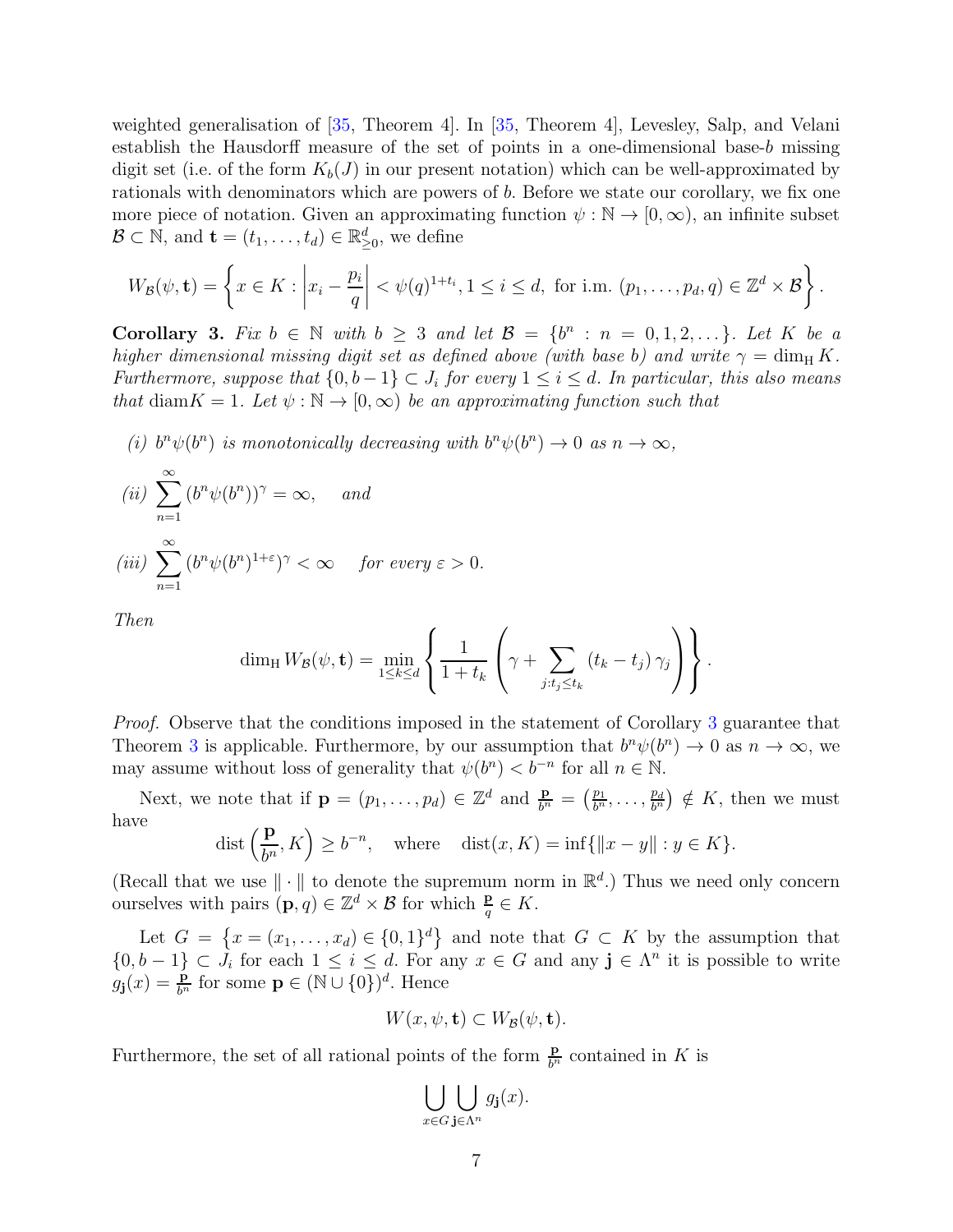weighted generalisation of [35, Theorem 4]. In [35, Theorem 4], Levesley, Salp, and Velani establish the Hausdorff measure of the set of points in a one-dimensional base-$b$ missing digit set (i.e. of the form $K_b(J)$ in our present notation) which can be well-approximated by rationals with denominators which are powers of $b$. Before we state our corollary, we fix one more piece of notation. Given an approximating function $\psi : \mathbb{N} \to [0, \infty)$, an infinite subset $\mathcal{B} \subset \mathbb{N}$, and $\mathbf{t} = (t_1, \dots, t_d) \in \mathbb{R}^d_{\geq 0}$, we define

$$W_{\mathcal{B}}(\psi, \mathbf{t}) = \left\{ x \in K : \left| x_i - \frac{p_i}{q} \right| < \psi(q)^{1+t_i}, 1 \leq i \leq d, \text{ for i.m. } (p_1, \dots, p_d, q) \in \mathbb{Z}^d \times \mathcal{B} \right\}.$$

**Corollary 3.** *Fix $b \in \mathbb{N}$ with $b \geq 3$ and let $\mathcal{B} = \{b^n : n = 0, 1, 2, \dots\}$. Let $K$ be a higher dimensional missing digit set as defined above (with base $b$) and write $\gamma = \dim_{\mathrm{H}} K$. Furthermore, suppose that $\{0, b-1\} \subset J_i$ for every $1 \leq i \leq d$. In particular, this also means that $\operatorname{diam} K = 1$. Let $\psi : \mathbb{N} \to [0, \infty)$ be an approximating function such that*

*(i) $b^n \psi(b^n)$ is monotonically decreasing with $b^n \psi(b^n) \to 0$ as $n \to \infty$,*

*(ii) $\displaystyle\sum_{n=1}^{\infty} (b^n \psi(b^n))^{\gamma} = \infty$, and*

*(iii) $\displaystyle\sum_{n=1}^{\infty} (b^n \psi(b^n)^{1+\varepsilon})^{\gamma} < \infty$ for every $\varepsilon > 0$.*

*Then*

$$\dim_{\mathrm{H}} W_{\mathcal{B}}(\psi, \mathbf{t}) = \min_{1 \leq k \leq d} \left\{ \frac{1}{1+t_k} \left( \gamma + \sum_{j : t_j \leq t_k} (t_k - t_j) \gamma_j \right) \right\}.$$

*Proof.* Observe that the conditions imposed in the statement of Corollary 3 guarantee that Theorem 3 is applicable. Furthermore, by our assumption that $b^n \psi(b^n) \to 0$ as $n \to \infty$, we may assume without loss of generality that $\psi(b^n) < b^{-n}$ for all $n \in \mathbb{N}$.

Next, we note that if $\mathbf{p} = (p_1, \dots, p_d) \in \mathbb{Z}^d$ and $\frac{\mathbf{p}}{b^n} = \left( \frac{p_1}{b^n}, \dots, \frac{p_d}{b^n} \right) \notin K$, then we must have

$$\operatorname{dist}\left( \frac{\mathbf{p}}{b^n}, K \right) \geq b^{-n}, \quad \text{where} \quad \operatorname{dist}(x, K) = \inf\{\|x - y\| : y \in K\}.$$

(Recall that we use $\| \cdot \|$ to denote the supremum norm in $\mathbb{R}^d$.) Thus we need only concern ourselves with pairs $(\mathbf{p}, q) \in \mathbb{Z}^d \times \mathcal{B}$ for which $\frac{\mathbf{p}}{q} \in K$.

Let $G = \left\{ x = (x_1, \dots, x_d) \in \{0, 1\}^d \right\}$ and note that $G \subset K$ by the assumption that $\{0, b-1\} \subset J_i$ for each $1 \leq i \leq d$. For any $x \in G$ and any $\mathbf{j} \in \Lambda^n$ it is possible to write $g_{\mathbf{j}}(x) = \frac{\mathbf{p}}{b^n}$ for some $\mathbf{p} \in (\mathbb{N} \cup \{0\})^d$. Hence

$$W(x, \psi, \mathbf{t}) \subset W_{\mathcal{B}}(\psi, \mathbf{t}).$$

Furthermore, the set of all rational points of the form $\frac{\mathbf{p}}{b^n}$ contained in $K$ is

$$\bigcup_{x \in G} \bigcup_{\mathbf{j} \in \Lambda^n} g_{\mathbf{j}}(x).$$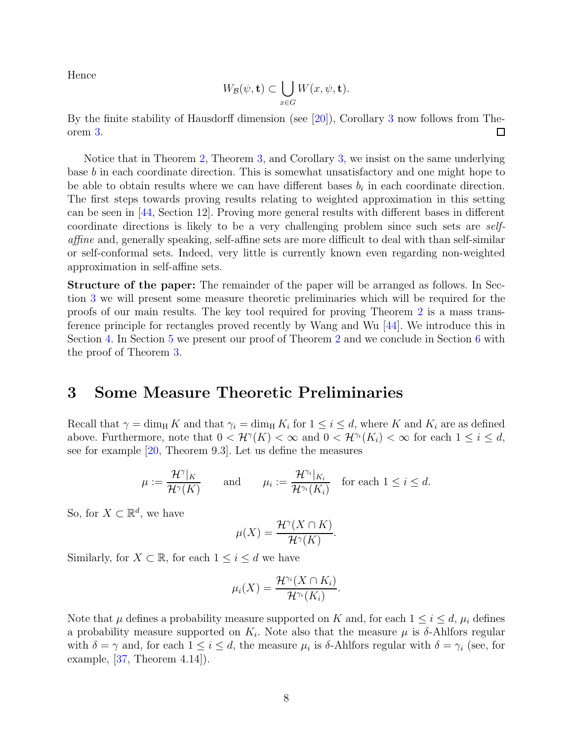Hence

$$W_{\mathcal{B}}(\psi, \mathbf{t}) \subset \bigcup_{x \in G} W(x, \psi, \mathbf{t}).$$

By the finite stability of Hausdorff dimension (see [20]), Corollary 3 now follows from Theorem 3. $\square$

Notice that in Theorem 2, Theorem 3, and Corollary 3, we insist on the same underlying base $b$ in each coordinate direction. This is somewhat unsatisfactory and one might hope to be able to obtain results where we can have different bases $b_i$ in each coordinate direction. The first steps towards proving results relating to weighted approximation in this setting can be seen in [44, Section 12]. Proving more general results with different bases in different coordinate directions is likely to be a very challenging problem since such sets are *self-affine* and, generally speaking, self-affine sets are more difficult to deal with than self-similar or self-conformal sets. Indeed, very little is currently known even regarding non-weighted approximation in self-affine sets.

**Structure of the paper:** The remainder of the paper will be arranged as follows. In Section 3 we will present some measure theoretic preliminaries which will be required for the proofs of our main results. The key tool required for proving Theorem 2 is a mass transference principle for rectangles proved recently by Wang and Wu [44]. We introduce this in Section 4. In Section 5 we present our proof of Theorem 2 and we conclude in Section 6 with the proof of Theorem 3.

# 3 Some Measure Theoretic Preliminaries

Recall that $\gamma = \dim_{\mathrm{H}} K$ and that $\gamma_i = \dim_{\mathrm{H}} K_i$ for $1 \leq i \leq d$, where $K$ and $K_i$ are as defined above. Furthermore, note that $0 < \mathcal{H}^{\gamma}(K) < \infty$ and $0 < \mathcal{H}^{\gamma_i}(K_i) < \infty$ for each $1 \leq i \leq d$, see for example [20, Theorem 9.3]. Let us define the measures

$$\mu := \frac{\mathcal{H}^{\gamma}|_K}{\mathcal{H}^{\gamma}(K)} \qquad \text{and} \qquad \mu_i := \frac{\mathcal{H}^{\gamma_i}|_{K_i}}{\mathcal{H}^{\gamma_i}(K_i)} \quad \text{for each } 1 \leq i \leq d.$$

So, for $X \subset \mathbb{R}^d$, we have

$$\mu(X) = \frac{\mathcal{H}^{\gamma}(X \cap K)}{\mathcal{H}^{\gamma}(K)}.$$

Similarly, for $X \subset \mathbb{R}$, for each $1 \leq i \leq d$ we have

$$\mu_i(X) = \frac{\mathcal{H}^{\gamma_i}(X \cap K_i)}{\mathcal{H}^{\gamma_i}(K_i)}.$$

Note that $\mu$ defines a probability measure supported on $K$ and, for each $1 \leq i \leq d$, $\mu_i$ defines a probability measure supported on $K_i$. Note also that the measure $\mu$ is $\delta$-Ahlfors regular with $\delta = \gamma$ and, for each $1 \leq i \leq d$, the measure $\mu_i$ is $\delta$-Ahlfors regular with $\delta = \gamma_i$ (see, for example, [37, Theorem 4.14]).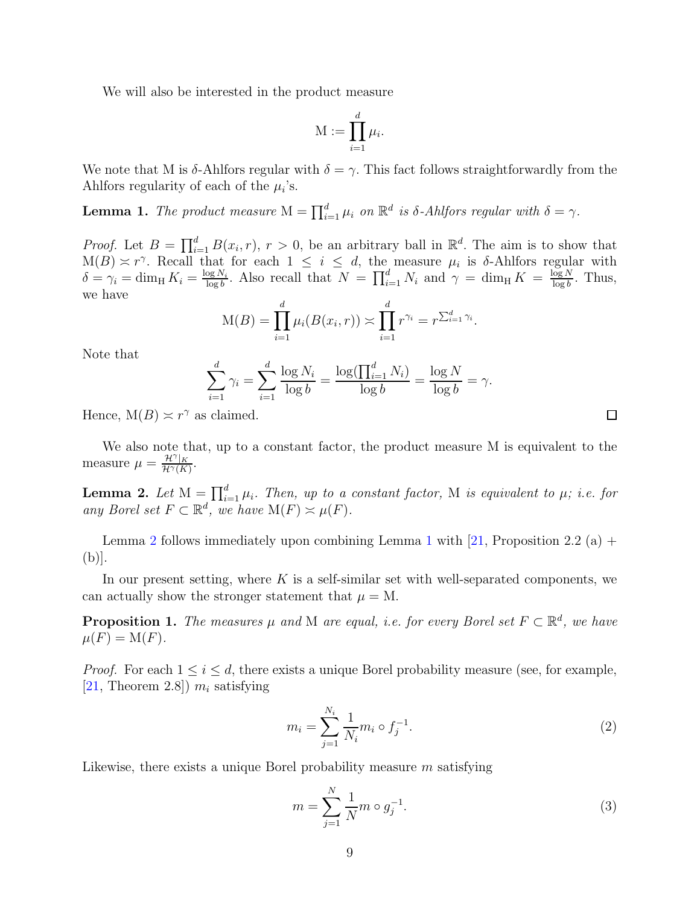We will also be interested in the product measure

$$\mathrm{M} := \prod_{i=1}^{d} \mu_i.$$

We note that M is $\delta$-Ahlfors regular with $\delta = \gamma$. This fact follows straightforwardly from the Ahlfors regularity of each of the $\mu_i$'s.

**Lemma 1.** *The product measure $\mathrm{M} = \prod_{i=1}^{d} \mu_i$ on $\mathbb{R}^d$ is $\delta$-Ahlfors regular with $\delta = \gamma$.*

*Proof.* Let $B = \prod_{i=1}^{d} B(x_i, r)$, $r > 0$, be an arbitrary ball in $\mathbb{R}^d$. The aim is to show that $\mathrm{M}(B) \asymp r^{\gamma}$. Recall that for each $1 \leq i \leq d$, the measure $\mu_i$ is $\delta$-Ahlfors regular with $\delta = \gamma_i = \dim_{\mathrm{H}} K_i = \frac{\log N_i}{\log b}$. Also recall that $N = \prod_{i=1}^{d} N_i$ and $\gamma = \dim_{\mathrm{H}} K = \frac{\log N}{\log b}$. Thus, we have

$$\mathrm{M}(B) = \prod_{i=1}^{d} \mu_i(B(x_i, r)) \asymp \prod_{i=1}^{d} r^{\gamma_i} = r^{\sum_{i=1}^{d} \gamma_i}.$$

Note that

$$\sum_{i=1}^{d} \gamma_i = \sum_{i=1}^{d} \frac{\log N_i}{\log b} = \frac{\log(\prod_{i=1}^{d} N_i)}{\log b} = \frac{\log N}{\log b} = \gamma.$$

Hence, $\mathrm{M}(B) \asymp r^{\gamma}$ as claimed. □

We also note that, up to a constant factor, the product measure M is equivalent to the measure $\mu = \frac{\mathcal{H}^{\gamma}|_K}{\mathcal{H}^{\gamma}(K)}$.

**Lemma 2.** *Let $\mathrm{M} = \prod_{i=1}^{d} \mu_i$. Then, up to a constant factor, M is equivalent to $\mu$; i.e. for any Borel set $F \subset \mathbb{R}^d$, we have $\mathrm{M}(F) \asymp \mu(F)$.*

Lemma 2 follows immediately upon combining Lemma 1 with [21, Proposition 2.2 (a) + (b)].

In our present setting, where $K$ is a self-similar set with well-separated components, we can actually show the stronger statement that $\mu = \mathrm{M}$.

**Proposition 1.** *The measures $\mu$ and M are equal, i.e. for every Borel set $F \subset \mathbb{R}^d$, we have $\mu(F) = \mathrm{M}(F)$.*

*Proof.* For each $1 \leq i \leq d$, there exists a unique Borel probability measure (see, for example, [21, Theorem 2.8]) $m_i$ satisfying

$$m_i = \sum_{j=1}^{N_i} \frac{1}{N_i} m_i \circ f_j^{-1}. \tag{2}$$

Likewise, there exists a unique Borel probability measure $m$ satisfying

$$m = \sum_{j=1}^{N} \frac{1}{N} m \circ g_j^{-1}. \tag{3}$$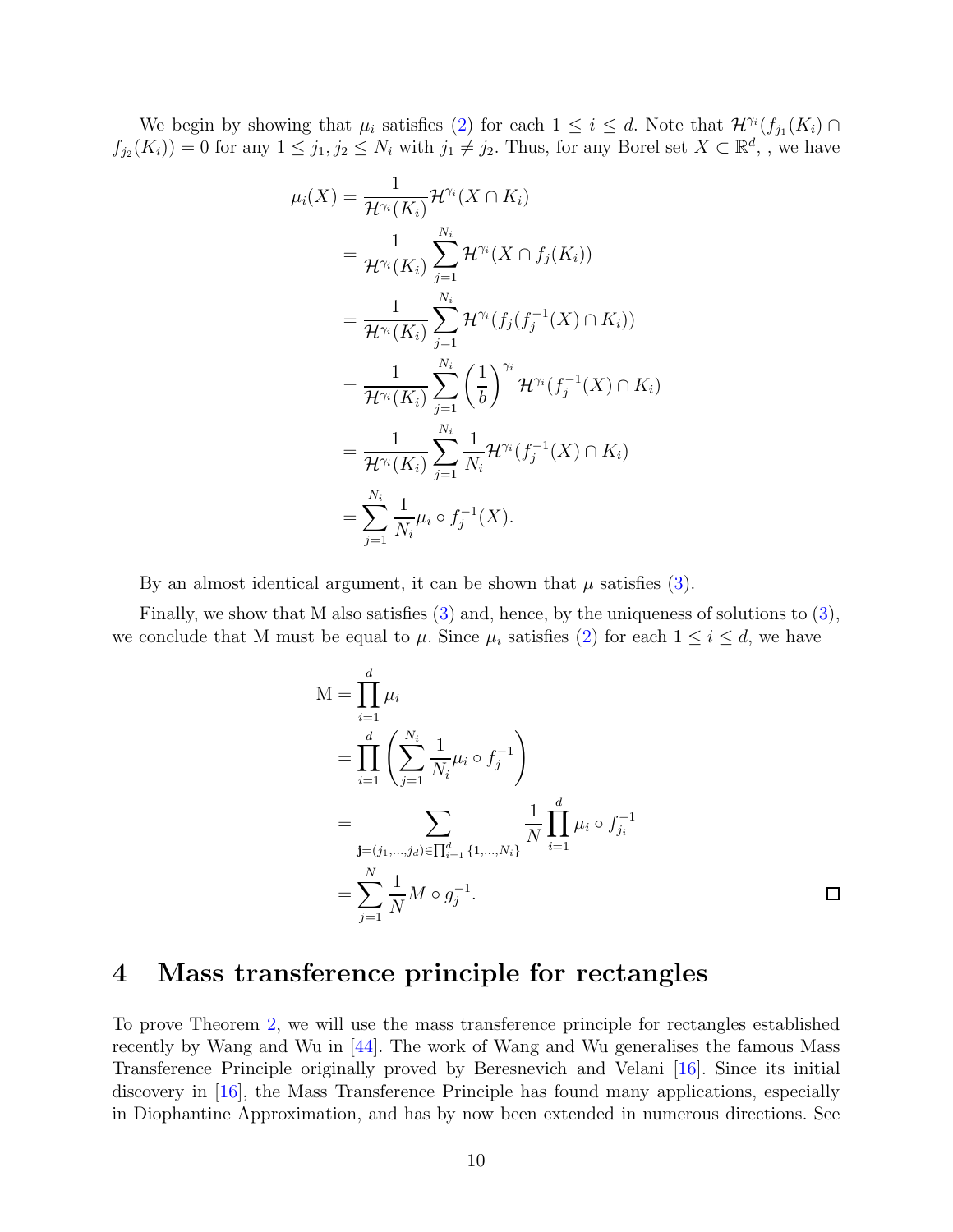We begin by showing that $\mu_i$ satisfies (2) for each $1 \leq i \leq d$. Note that $\mathcal{H}^{\gamma_i}(f_{j_1}(K_i) \cap f_{j_2}(K_i)) = 0$ for any $1 \leq j_1, j_2 \leq N_i$ with $j_1 \neq j_2$. Thus, for any Borel set $X \subset \mathbb{R}^d$, , we have

$$
\begin{aligned}
\mu_i(X) &= \frac{1}{\mathcal{H}^{\gamma_i}(K_i)} \mathcal{H}^{\gamma_i}(X \cap K_i) \\
&= \frac{1}{\mathcal{H}^{\gamma_i}(K_i)} \sum_{j=1}^{N_i} \mathcal{H}^{\gamma_i}(X \cap f_j(K_i)) \\
&= \frac{1}{\mathcal{H}^{\gamma_i}(K_i)} \sum_{j=1}^{N_i} \mathcal{H}^{\gamma_i}(f_j(f_j^{-1}(X) \cap K_i)) \\
&= \frac{1}{\mathcal{H}^{\gamma_i}(K_i)} \sum_{j=1}^{N_i} \left(\frac{1}{b}\right)^{\gamma_i} \mathcal{H}^{\gamma_i}(f_j^{-1}(X) \cap K_i) \\
&= \frac{1}{\mathcal{H}^{\gamma_i}(K_i)} \sum_{j=1}^{N_i} \frac{1}{N_i} \mathcal{H}^{\gamma_i}(f_j^{-1}(X) \cap K_i) \\
&= \sum_{j=1}^{N_i} \frac{1}{N_i} \mu_i \circ f_j^{-1}(X).
\end{aligned}
$$

By an almost identical argument, it can be shown that $\mu$ satisfies (3).

Finally, we show that M also satisfies (3) and, hence, by the uniqueness of solutions to (3), we conclude that M must be equal to $\mu$. Since $\mu_i$ satisfies (2) for each $1 \leq i \leq d$, we have

$$
\begin{aligned}
\mathrm{M} &= \prod_{i=1}^{d} \mu_i \\
&= \prod_{i=1}^{d} \left( \sum_{j=1}^{N_i} \frac{1}{N_i} \mu_i \circ f_j^{-1} \right) \\
&= \sum_{\mathbf{j}=(j_1,\ldots,j_d) \in \prod_{i=1}^{d} \{1,\ldots,N_i\}} \frac{1}{N} \prod_{i=1}^{d} \mu_i \circ f_{j_i}^{-1} \\
&= \sum_{j=1}^{N} \frac{1}{N} M \circ g_j^{-1}.
\end{aligned}
$$

□

# 4 Mass transference principle for rectangles

To prove Theorem 2, we will use the mass transference principle for rectangles established recently by Wang and Wu in [44]. The work of Wang and Wu generalises the famous Mass Transference Principle originally proved by Beresnevich and Velani [16]. Since its initial discovery in [16], the Mass Transference Principle has found many applications, especially in Diophantine Approximation, and has by now been extended in numerous directions. See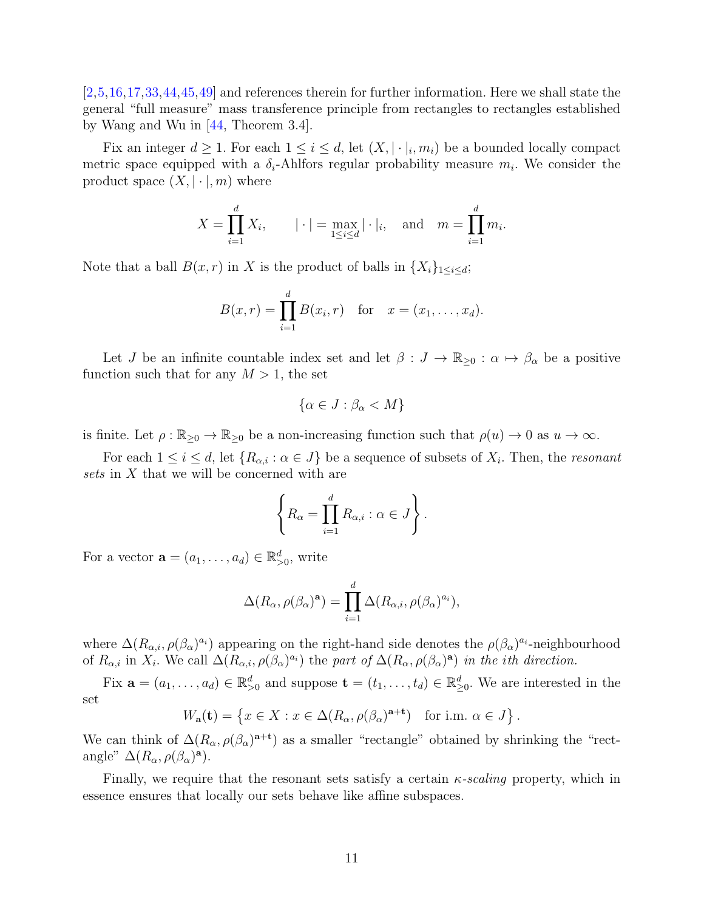[2,5,16,17,33,44,45,49] and references therein for further information. Here we shall state the general "full measure" mass transference principle from rectangles to rectangles established by Wang and Wu in [44, Theorem 3.4].

Fix an integer $d \geq 1$. For each $1 \leq i \leq d$, let $(X, |\cdot|_i, m_i)$ be a bounded locally compact metric space equipped with a $\delta_i$-Ahlfors regular probability measure $m_i$. We consider the product space $(X, |\cdot|, m)$ where

$$X = \prod_{i=1}^{d} X_i, \qquad |\cdot| = \max_{1\leq i\leq d} |\cdot|_i, \quad \text{and} \quad m = \prod_{i=1}^{d} m_i.$$

Note that a ball $B(x, r)$ in $X$ is the product of balls in $\{X_i\}_{1\leq i\leq d}$;

$$B(x, r) = \prod_{i=1}^{d} B(x_i, r) \quad \text{for} \quad x = (x_1, \ldots, x_d).$$

Let $J$ be an infinite countable index set and let $\beta : J \to \mathbb{R}_{\geq 0} : \alpha \mapsto \beta_\alpha$ be a positive function such that for any $M > 1$, the set

$$\{\alpha \in J : \beta_\alpha < M\}$$

is finite. Let $\rho : \mathbb{R}_{\geq 0} \to \mathbb{R}_{\geq 0}$ be a non-increasing function such that $\rho(u) \to 0$ as $u \to \infty$.

For each $1 \leq i \leq d$, let $\{R_{\alpha,i} : \alpha \in J\}$ be a sequence of subsets of $X_i$. Then, the *resonant sets* in $X$ that we will be concerned with are

$$\left\{ R_\alpha = \prod_{i=1}^{d} R_{\alpha,i} : \alpha \in J \right\}.$$

For a vector $\mathbf{a} = (a_1, \ldots, a_d) \in \mathbb{R}^d_{>0}$, write

$$\Delta(R_\alpha, \rho(\beta_\alpha)^{\mathbf{a}}) = \prod_{i=1}^{d} \Delta(R_{\alpha,i}, \rho(\beta_\alpha)^{a_i}),$$

where $\Delta(R_{\alpha,i}, \rho(\beta_\alpha)^{a_i})$ appearing on the right-hand side denotes the $\rho(\beta_\alpha)^{a_i}$-neighbourhood of $R_{\alpha,i}$ in $X_i$. We call $\Delta(R_{\alpha,i}, \rho(\beta_\alpha)^{a_i})$ the *part of* $\Delta(R_\alpha, \rho(\beta_\alpha)^{\mathbf{a}})$ *in the ith direction.*

Fix $\mathbf{a} = (a_1, \ldots, a_d) \in \mathbb{R}^d_{>0}$ and suppose $\mathbf{t} = (t_1, \ldots, t_d) \in \mathbb{R}^d_{\geq 0}$. We are interested in the set

$$W_{\mathbf{a}}(\mathbf{t}) = \left\{ x \in X : x \in \Delta(R_\alpha, \rho(\beta_\alpha)^{\mathbf{a}+\mathbf{t}}) \quad \text{for i.m. } \alpha \in J \right\}.$$

We can think of $\Delta(R_\alpha, \rho(\beta_\alpha)^{\mathbf{a}+\mathbf{t}})$ as a smaller "rectangle" obtained by shrinking the "rectangle" $\Delta(R_\alpha, \rho(\beta_\alpha)^{\mathbf{a}})$.

Finally, we require that the resonant sets satisfy a certain $\kappa$*-scaling* property, which in essence ensures that locally our sets behave like affine subspaces.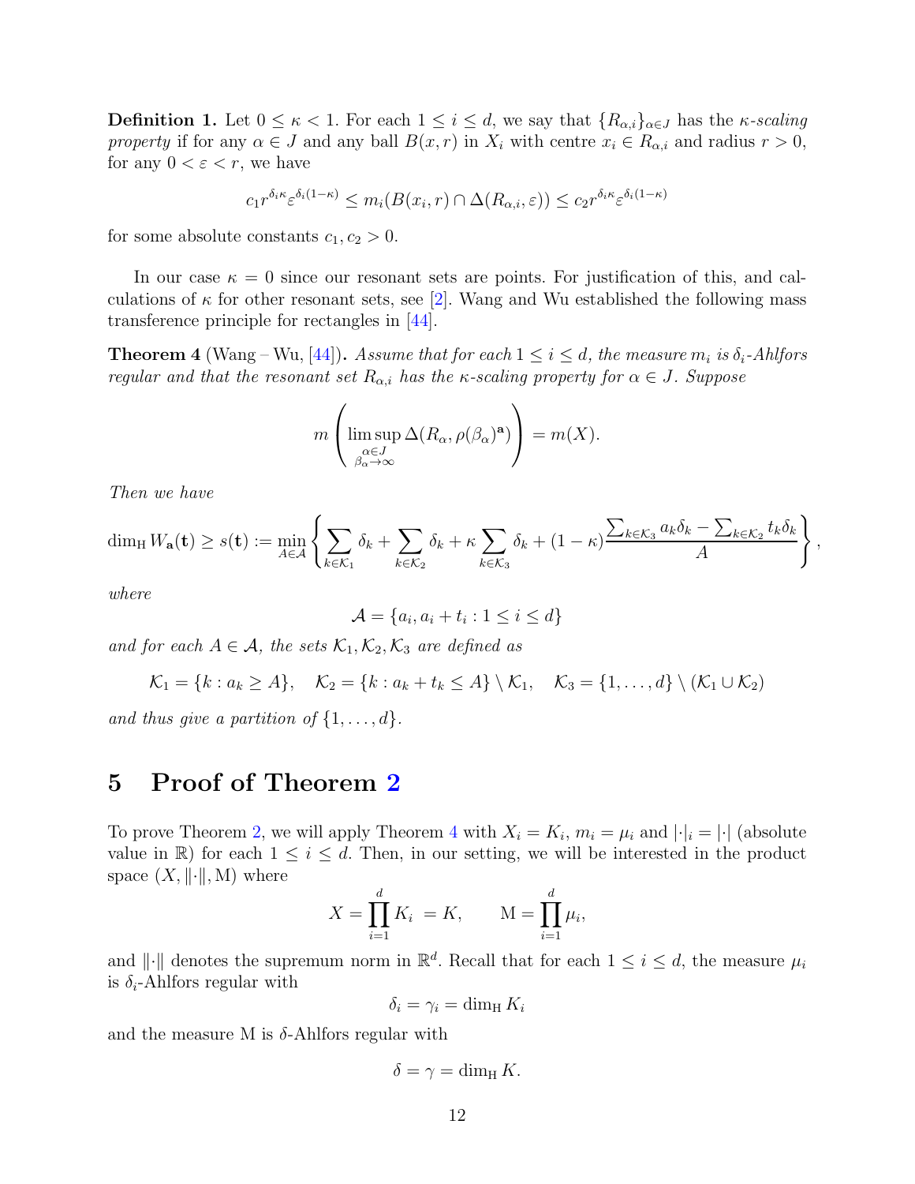**Definition 1.** Let $0 \leq \kappa < 1$. For each $1 \leq i \leq d$, we say that $\{R_{\alpha,i}\}_{\alpha \in J}$ has the *$\kappa$-scaling property* if for any $\alpha \in J$ and any ball $B(x,r)$ in $X_i$ with centre $x_i \in R_{\alpha,i}$ and radius $r > 0$, for any $0 < \varepsilon < r$, we have

$$c_1 r^{\delta_i \kappa} \varepsilon^{\delta_i(1-\kappa)} \leq m_i(B(x_i, r) \cap \Delta(R_{\alpha,i}, \varepsilon)) \leq c_2 r^{\delta_i \kappa} \varepsilon^{\delta_i(1-\kappa)}$$

for some absolute constants $c_1, c_2 > 0$.

In our case $\kappa = 0$ since our resonant sets are points. For justification of this, and calculations of $\kappa$ for other resonant sets, see [2]. Wang and Wu established the following mass transference principle for rectangles in [44].

**Theorem 4** (Wang – Wu, [44])**.** *Assume that for each $1 \leq i \leq d$, the measure $m_i$ is $\delta_i$-Ahlfors regular and that the resonant set $R_{\alpha,i}$ has the $\kappa$-scaling property for $\alpha \in J$. Suppose*

$$m\left(\limsup_{\substack{\alpha \in J \\ \beta_\alpha \to \infty}} \Delta(R_\alpha, \rho(\beta_\alpha)^{\mathbf{a}})\right) = m(X).$$

*Then we have*

$$\dim_{\mathrm{H}} W_{\mathbf{a}}(\mathbf{t}) \geq s(\mathbf{t}) := \min_{A \in \mathcal{A}} \left\{ \sum_{k \in \mathcal{K}_1} \delta_k + \sum_{k \in \mathcal{K}_2} \delta_k + \kappa \sum_{k \in \mathcal{K}_3} \delta_k + (1-\kappa) \frac{\sum_{k \in \mathcal{K}_3} a_k \delta_k - \sum_{k \in \mathcal{K}_2} t_k \delta_k}{A} \right\},$$

*where*

$$\mathcal{A} = \{a_i, a_i + t_i : 1 \leq i \leq d\}$$

*and for each $A \in \mathcal{A}$, the sets $\mathcal{K}_1, \mathcal{K}_2, \mathcal{K}_3$ are defined as*

$$\mathcal{K}_1 = \{k : a_k \geq A\}, \quad \mathcal{K}_2 = \{k : a_k + t_k \leq A\} \setminus \mathcal{K}_1, \quad \mathcal{K}_3 = \{1, \ldots, d\} \setminus (\mathcal{K}_1 \cup \mathcal{K}_2)$$

*and thus give a partition of $\{1, \ldots, d\}$.*

## 5 Proof of Theorem 2

To prove Theorem 2, we will apply Theorem 4 with $X_i = K_i$, $m_i = \mu_i$ and $|\cdot|_i = |\cdot|$ (absolute value in $\mathbb{R}$) for each $1 \leq i \leq d$. Then, in our setting, we will be interested in the product space $(X, \|\cdot\|, \mathrm{M})$ where

$$X = \prod_{i=1}^{d} K_i \ = K, \qquad \mathrm{M} = \prod_{i=1}^{d} \mu_i,$$

and $\|\cdot\|$ denotes the supremum norm in $\mathbb{R}^d$. Recall that for each $1 \leq i \leq d$, the measure $\mu_i$ is $\delta_i$-Ahlfors regular with

$$\delta_i = \gamma_i = \dim_{\mathrm{H}} K_i$$

and the measure $\mathrm{M}$ is $\delta$-Ahlfors regular with

$$\delta = \gamma = \dim_{\mathrm{H}} K.$$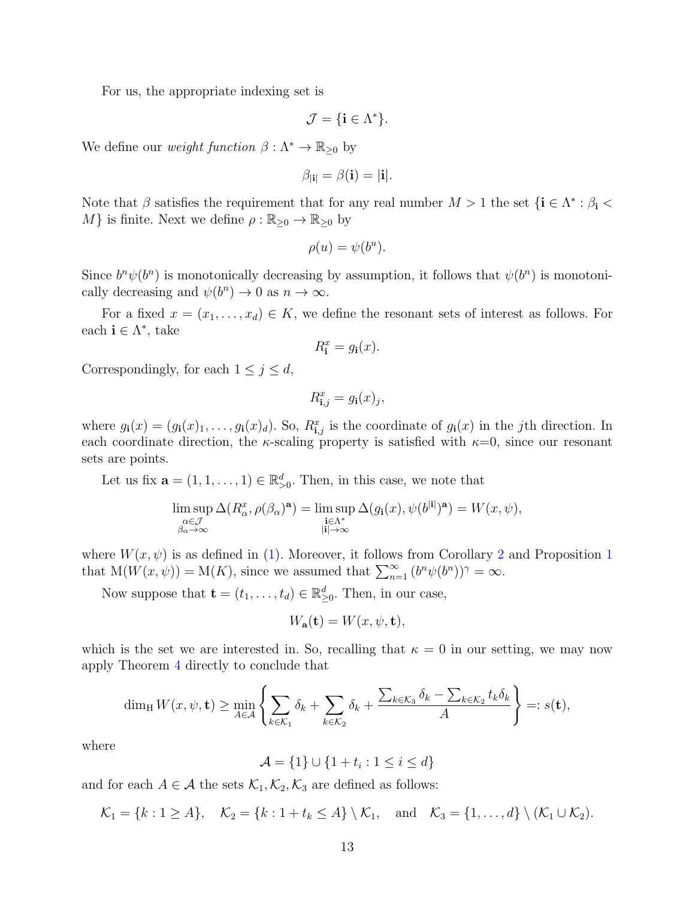For us, the appropriate indexing set is

$$\mathcal{J} = \{\mathbf{i} \in \Lambda^*\}.$$

We define our *weight function* $\beta : \Lambda^* \to \mathbb{R}_{\geq 0}$ by

$$\beta_{|\mathbf{i}|} = \beta(\mathbf{i}) = |\mathbf{i}|.$$

Note that $\beta$ satisfies the requirement that for any real number $M > 1$ the set $\{\mathbf{i} \in \Lambda^* : \beta_{\mathbf{i}} < M\}$ is finite. Next we define $\rho : \mathbb{R}_{\geq 0} \to \mathbb{R}_{\geq 0}$ by

$$\rho(u) = \psi(b^u).$$

Since $b^n\psi(b^n)$ is monotonically decreasing by assumption, it follows that $\psi(b^n)$ is monotonically decreasing and $\psi(b^n) \to 0$ as $n \to \infty$.

For a fixed $x = (x_1, \ldots, x_d) \in K$, we define the resonant sets of interest as follows. For each $\mathbf{i} \in \Lambda^*$, take

$$R^x_{\mathbf{i}} = g_{\mathbf{i}}(x).$$

Correspondingly, for each $1 \leq j \leq d$,

$$R^x_{\mathbf{i},j} = g_{\mathbf{i}}(x)_j,$$

where $g_{\mathbf{i}}(x) = (g_{\mathbf{i}}(x)_1, \ldots, g_{\mathbf{i}}(x)_d)$. So, $R^x_{\mathbf{i},j}$ is the coordinate of $g_{\mathbf{i}}(x)$ in the $j$th direction. In each coordinate direction, the $\kappa$-scaling property is satisfied with $\kappa$=0, since our resonant sets are points.

Let us fix $\mathbf{a} = (1, 1, \ldots, 1) \in \mathbb{R}^d_{>0}$. Then, in this case, we note that

$$\limsup_{\substack{\alpha \in \mathcal{J} \\ \beta_\alpha \to \infty}} \Delta(R^x_\alpha, \rho(\beta_\alpha)^{\mathbf{a}}) = \limsup_{\substack{\mathbf{i} \in \Lambda^* \\ |\mathbf{i}| \to \infty}} \Delta(g_{\mathbf{i}}(x), \psi(b^{|\mathbf{i}|})^{\mathbf{a}}) = W(x, \psi),$$

where $W(x, \psi)$ is as defined in (1). Moreover, it follows from Corollary 2 and Proposition 1 that $\mathrm{M}(W(x, \psi)) = \mathrm{M}(K)$, since we assumed that $\sum_{n=1}^{\infty} (b^n\psi(b^n))^\gamma = \infty$.

Now suppose that $\mathbf{t} = (t_1, \ldots, t_d) \in \mathbb{R}^d_{\geq 0}$. Then, in our case,

$$W_{\mathbf{a}}(\mathbf{t}) = W(x, \psi, \mathbf{t}),$$

which is the set we are interested in. So, recalling that $\kappa = 0$ in our setting, we may now apply Theorem 4 directly to conclude that

$$\dim_{\mathrm{H}} W(x, \psi, \mathbf{t}) \geq \min_{A \in \mathcal{A}} \left\{ \sum_{k \in \mathcal{K}_1} \delta_k + \sum_{k \in \mathcal{K}_2} \delta_k + \frac{\sum_{k \in \mathcal{K}_3} \delta_k - \sum_{k \in \mathcal{K}_2} t_k \delta_k}{A} \right\} =: s(\mathbf{t}),$$

where

$$\mathcal{A} = \{1\} \cup \{1 + t_i : 1 \leq i \leq d\}$$

and for each $A \in \mathcal{A}$ the sets $\mathcal{K}_1, \mathcal{K}_2, \mathcal{K}_3$ are defined as follows:

$$\mathcal{K}_1 = \{k : 1 \geq A\}, \quad \mathcal{K}_2 = \{k : 1 + t_k \leq A\} \setminus \mathcal{K}_1, \quad \text{and} \quad \mathcal{K}_3 = \{1, \ldots, d\} \setminus (\mathcal{K}_1 \cup \mathcal{K}_2).$$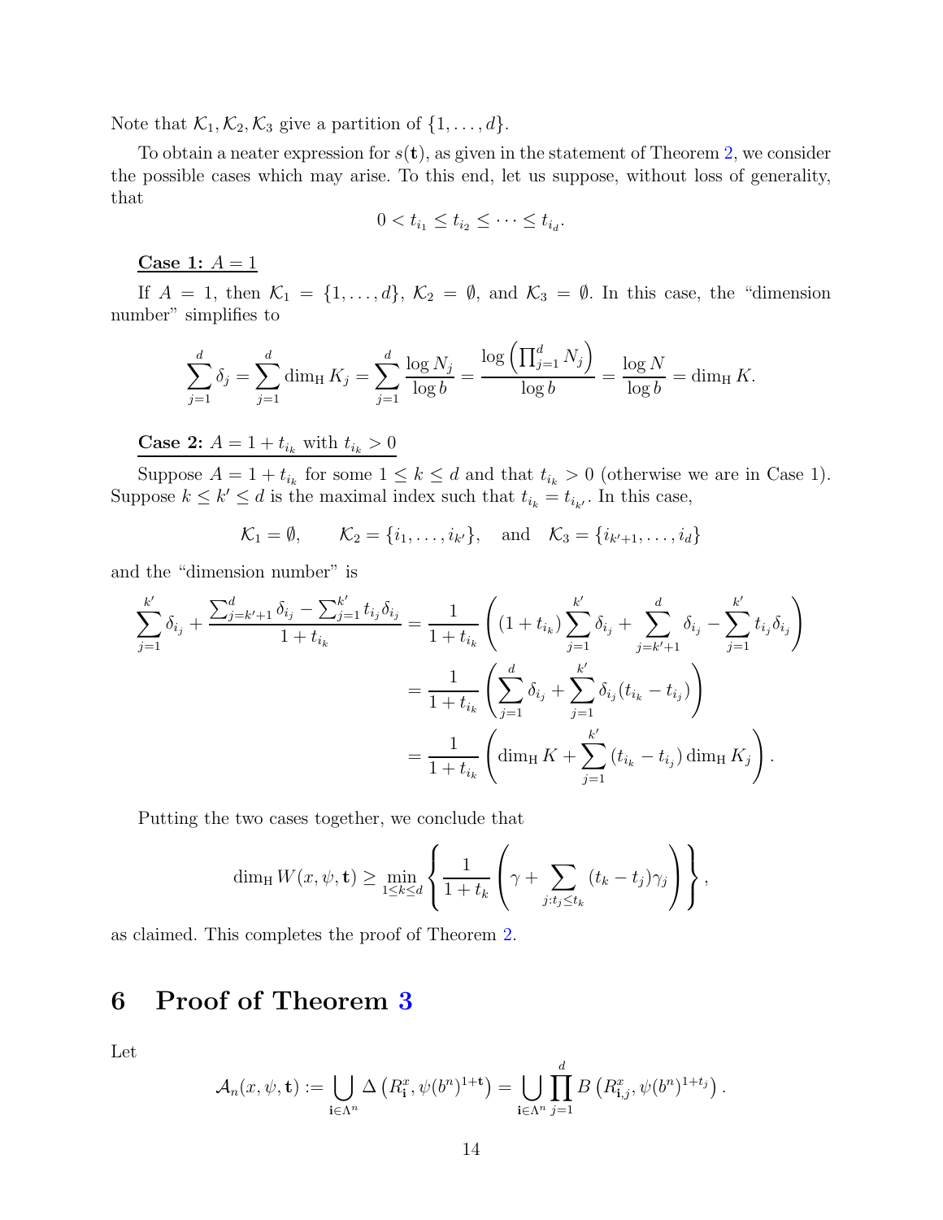Note that $\mathcal{K}_1, \mathcal{K}_2, \mathcal{K}_3$ give a partition of $\{1, \ldots, d\}$.

To obtain a neater expression for $s(\mathbf{t})$, as given in the statement of Theorem 2, we consider the possible cases which may arise. To this end, let us suppose, without loss of generality, that

$$0 < t_{i_1} \leq t_{i_2} \leq \cdots \leq t_{i_d}.$$

<u>**Case 1:** $A = 1$</u>

If $A = 1$, then $\mathcal{K}_1 = \{1, \ldots, d\}$, $\mathcal{K}_2 = \emptyset$, and $\mathcal{K}_3 = \emptyset$. In this case, the "dimension number" simplifies to

$$\sum_{j=1}^{d} \delta_j = \sum_{j=1}^{d} \dim_{\mathrm{H}} K_j = \sum_{j=1}^{d} \frac{\log N_j}{\log b} = \frac{\log\left(\prod_{j=1}^{d} N_j\right)}{\log b} = \frac{\log N}{\log b} = \dim_{\mathrm{H}} K.$$

<u>**Case 2:** $A = 1 + t_{i_k}$ with $t_{i_k} > 0$</u>

Suppose $A = 1 + t_{i_k}$ for some $1 \leq k \leq d$ and that $t_{i_k} > 0$ (otherwise we are in Case 1). Suppose $k \leq k' \leq d$ is the maximal index such that $t_{i_k} = t_{i_{k'}}$. In this case,

$$\mathcal{K}_1 = \emptyset, \qquad \mathcal{K}_2 = \{i_1, \ldots, i_{k'}\}, \quad \text{and} \quad \mathcal{K}_3 = \{i_{k'+1}, \ldots, i_d\}$$

and the "dimension number" is

$$\begin{aligned}
\sum_{j=1}^{k'} \delta_{i_j} + \frac{\sum_{j=k'+1}^{d} \delta_{i_j} - \sum_{j=1}^{k'} t_{i_j}\delta_{i_j}}{1 + t_{i_k}} &= \frac{1}{1 + t_{i_k}} \left( (1 + t_{i_k}) \sum_{j=1}^{k'} \delta_{i_j} + \sum_{j=k'+1}^{d} \delta_{i_j} - \sum_{j=1}^{k'} t_{i_j}\delta_{i_j} \right) \\
&= \frac{1}{1 + t_{i_k}} \left( \sum_{j=1}^{d} \delta_{i_j} + \sum_{j=1}^{k'} \delta_{i_j}(t_{i_k} - t_{i_j}) \right) \\
&= \frac{1}{1 + t_{i_k}} \left( \dim_{\mathrm{H}} K + \sum_{j=1}^{k'} (t_{i_k} - t_{i_j}) \dim_{\mathrm{H}} K_j \right).
\end{aligned}$$

Putting the two cases together, we conclude that

$$\dim_{\mathrm{H}} W(x, \psi, \mathbf{t}) \geq \min_{1 \leq k \leq d} \left\{ \frac{1}{1 + t_k} \left( \gamma + \sum_{j : t_j \leq t_k} (t_k - t_j)\gamma_j \right) \right\},$$

as claimed. This completes the proof of Theorem 2.

# 6 Proof of Theorem 3

Let

$$\mathcal{A}_n(x, \psi, \mathbf{t}) := \bigcup_{\mathbf{i} \in \Lambda^n} \Delta\left(R_{\mathbf{i}}^x, \psi(b^n)^{1+\mathbf{t}}\right) = \bigcup_{\mathbf{i} \in \Lambda^n} \prod_{j=1}^{d} B\left(R_{\mathbf{i},j}^x, \psi(b^n)^{1+t_j}\right).$$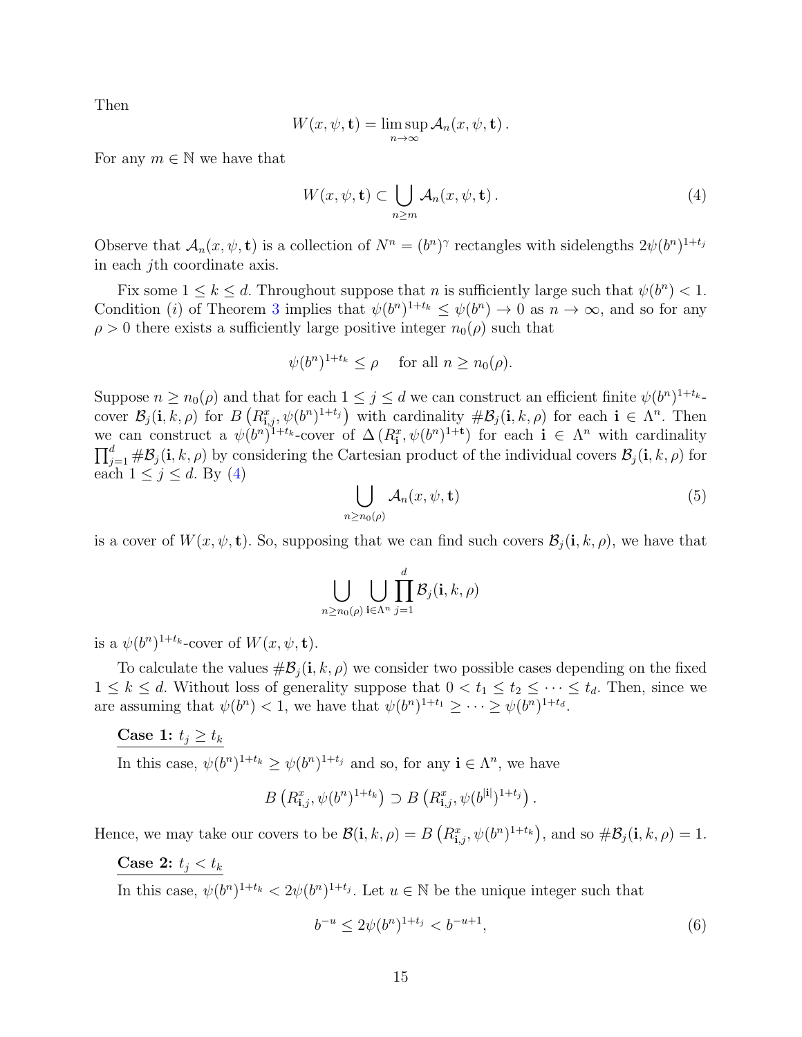Then

$$W(x, \psi, \mathbf{t}) = \limsup_{n \to \infty} \mathcal{A}_n(x, \psi, \mathbf{t}) .$$

For any $m \in \mathbb{N}$ we have that

$$W(x, \psi, \mathbf{t}) \subset \bigcup_{n \geq m} \mathcal{A}_n(x, \psi, \mathbf{t}) . \tag{4}$$

Observe that $\mathcal{A}_n(x, \psi, \mathbf{t})$ is a collection of $N^n = (b^n)^\gamma$ rectangles with sidelengths $2\psi(b^n)^{1+t_j}$ in each $j$th coordinate axis.

Fix some $1 \leq k \leq d$. Throughout suppose that $n$ is sufficiently large such that $\psi(b^n) < 1$. Condition $(i)$ of Theorem 3 implies that $\psi(b^n)^{1+t_k} \leq \psi(b^n) \to 0$ as $n \to \infty$, and so for any $\rho > 0$ there exists a sufficiently large positive integer $n_0(\rho)$ such that

$$\psi(b^n)^{1+t_k} \leq \rho \quad \text{ for all } n \geq n_0(\rho).$$

Suppose $n \geq n_0(\rho)$ and that for each $1 \leq j \leq d$ we can construct an efficient finite $\psi(b^n)^{1+t_k}$-cover $\mathcal{B}_j(\mathbf{i}, k, \rho)$ for $B\left(R^x_{\mathbf{i},j}, \psi(b^n)^{1+t_j}\right)$ with cardinality $\#\mathcal{B}_j(\mathbf{i}, k, \rho)$ for each $\mathbf{i} \in \Lambda^n$. Then we can construct a $\psi(b^n)^{1+t_k}$-cover of $\Delta\left(R^x_{\mathbf{i}}, \psi(b^n)^{1+\mathbf{t}}\right)$ for each $\mathbf{i} \in \Lambda^n$ with cardinality $\prod_{j=1}^d \#\mathcal{B}_j(\mathbf{i}, k, \rho)$ by considering the Cartesian product of the individual covers $\mathcal{B}_j(\mathbf{i}, k, \rho)$ for each $1 \leq j \leq d$. By (4)

$$\bigcup_{n \geq n_0(\rho)} \mathcal{A}_n(x, \psi, \mathbf{t}) \tag{5}$$

is a cover of $W(x, \psi, \mathbf{t})$. So, supposing that we can find such covers $\mathcal{B}_j(\mathbf{i}, k, \rho)$, we have that

$$\bigcup_{n \geq n_0(\rho)} \bigcup_{\mathbf{i} \in \Lambda^n} \prod_{j=1}^d \mathcal{B}_j(\mathbf{i}, k, \rho)$$

is a $\psi(b^n)^{1+t_k}$-cover of $W(x, \psi, \mathbf{t})$.

To calculate the values $\#\mathcal{B}_j(\mathbf{i}, k, \rho)$ we consider two possible cases depending on the fixed $1 \leq k \leq d$. Without loss of generality suppose that $0 < t_1 \leq t_2 \leq \cdots \leq t_d$. Then, since we are assuming that $\psi(b^n) < 1$, we have that $\psi(b^n)^{1+t_1} \geq \cdots \geq \psi(b^n)^{1+t_d}$.

**Case 1: $t_j \geq t_k$**

In this case, $\psi(b^n)^{1+t_k} \geq \psi(b^n)^{1+t_j}$ and so, for any $\mathbf{i} \in \Lambda^n$, we have

$$B\left(R^x_{\mathbf{i},j}, \psi(b^n)^{1+t_k}\right) \supset B\left(R^x_{\mathbf{i},j}, \psi(b^{|\mathbf{i}|})^{1+t_j}\right).$$

Hence, we may take our covers to be $\mathcal{B}(\mathbf{i}, k, \rho) = B\left(R^x_{\mathbf{i},j}, \psi(b^n)^{1+t_k}\right)$, and so $\#\mathcal{B}_j(\mathbf{i}, k, \rho) = 1$.

**Case 2: $t_j < t_k$**

In this case, $\psi(b^n)^{1+t_k} < 2\psi(b^n)^{1+t_j}$. Let $u \in \mathbb{N}$ be the unique integer such that

$$b^{-u} \leq 2\psi(b^n)^{1+t_j} < b^{-u+1}, \tag{6}$$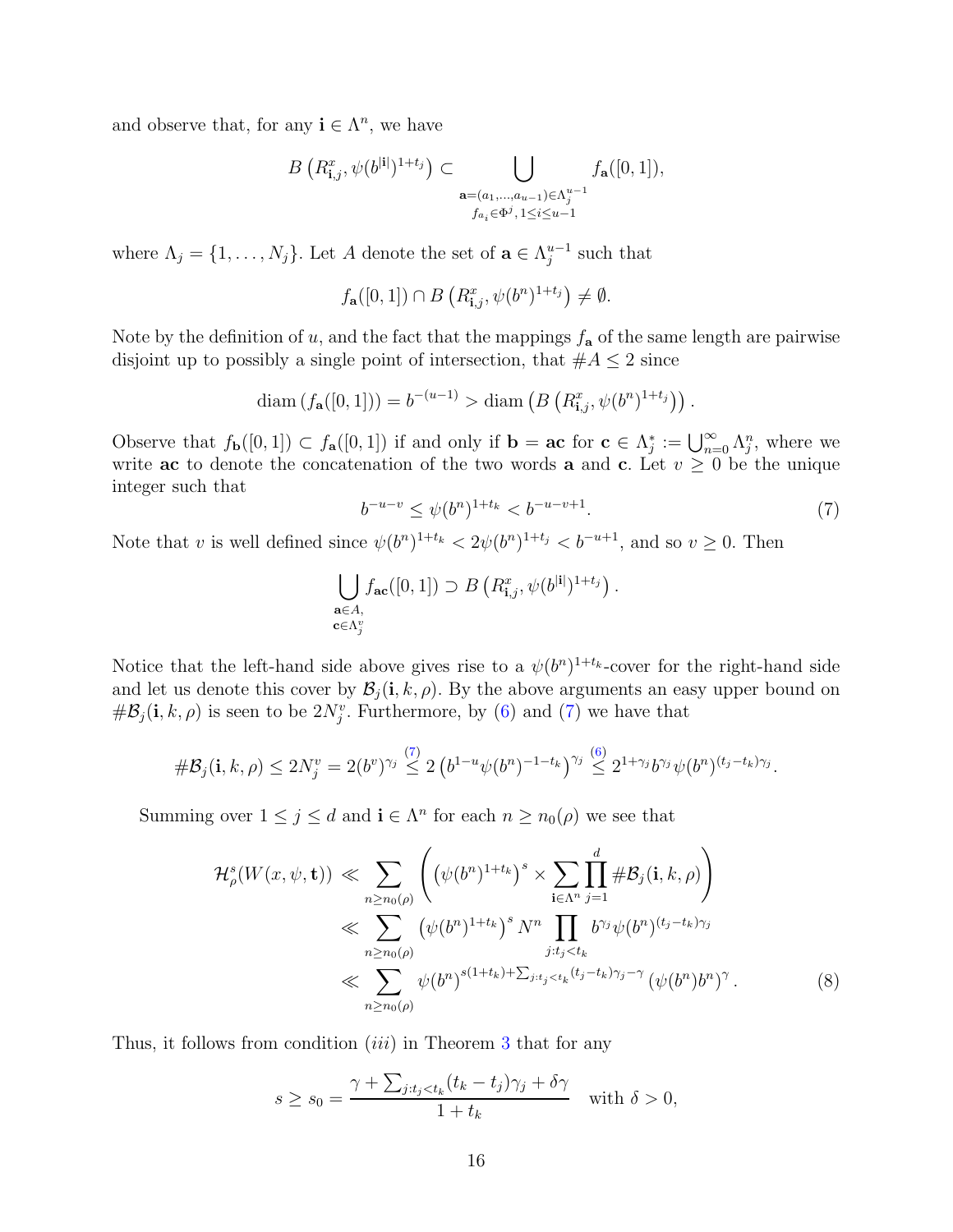and observe that, for any $\mathbf{i} \in \Lambda^n$, we have

$$B\left(R^x_{\mathbf{i},j}, \psi(b^{|\mathbf{i}|})^{1+t_j}\right) \subset \bigcup_{\substack{\mathbf{a}=(a_1,\dots,a_{u-1})\in\Lambda_j^{u-1} \\ f_{a_i}\in\Phi^j,\, 1\leq i\leq u-1}} f_{\mathbf{a}}([0,1]),$$

where $\Lambda_j = \{1, \dots, N_j\}$. Let $A$ denote the set of $\mathbf{a} \in \Lambda_j^{u-1}$ such that

$$f_{\mathbf{a}}([0,1]) \cap B\left(R^x_{\mathbf{i},j}, \psi(b^n)^{1+t_j}\right) \neq \emptyset.$$

Note by the definition of $u$, and the fact that the mappings $f_{\mathbf{a}}$ of the same length are pairwise disjoint up to possibly a single point of intersection, that $\#A \leq 2$ since

$$\operatorname{diam}\left(f_{\mathbf{a}}([0,1])\right) = b^{-(u-1)} > \operatorname{diam}\left(B\left(R^x_{\mathbf{i},j}, \psi(b^n)^{1+t_j}\right)\right).$$

Observe that $f_{\mathbf{b}}([0,1]) \subset f_{\mathbf{a}}([0,1])$ if and only if $\mathbf{b} = \mathbf{ac}$ for $\mathbf{c} \in \Lambda_j^* := \bigcup_{n=0}^{\infty} \Lambda_j^n$, where we write $\mathbf{ac}$ to denote the concatenation of the two words $\mathbf{a}$ and $\mathbf{c}$. Let $v \geq 0$ be the unique integer such that

$$b^{-u-v} \leq \psi(b^n)^{1+t_k} < b^{-u-v+1}. \tag{7}$$

Note that $v$ is well defined since $\psi(b^n)^{1+t_k} < 2\psi(b^n)^{1+t_j} < b^{-u+1}$, and so $v \geq 0$. Then

$$\bigcup_{\substack{\mathbf{a}\in A, \\ \mathbf{c}\in\Lambda_j^v}} f_{\mathbf{ac}}([0,1]) \supset B\left(R^x_{\mathbf{i},j}, \psi(b^{|\mathbf{i}|})^{1+t_j}\right).$$

Notice that the left-hand side above gives rise to a $\psi(b^n)^{1+t_k}$-cover for the right-hand side and let us denote this cover by $\mathcal{B}_j(\mathbf{i}, k, \rho)$. By the above arguments an easy upper bound on $\#\mathcal{B}_j(\mathbf{i}, k, \rho)$ is seen to be $2N_j^v$. Furthermore, by (6) and (7) we have that

$$\#\mathcal{B}_j(\mathbf{i}, k, \rho) \leq 2N_j^v = 2(b^v)^{\gamma_j} \overset{(7)}{\leq} 2\left(b^{1-u}\psi(b^n)^{-1-t_k}\right)^{\gamma_j} \overset{(6)}{\leq} 2^{1+\gamma_j} b^{\gamma_j} \psi(b^n)^{(t_j-t_k)\gamma_j}.$$

Summing over $1 \leq j \leq d$ and $\mathbf{i} \in \Lambda^n$ for each $n \geq n_0(\rho)$ we see that

$$\begin{aligned}
\mathcal{H}^s_\rho(W(x,\psi,\mathbf{t})) &\ll \sum_{n\geq n_0(\rho)} \left( \left(\psi(b^n)^{1+t_k}\right)^s \times \sum_{\mathbf{i}\in\Lambda^n} \prod_{j=1}^{d} \#\mathcal{B}_j(\mathbf{i}, k, \rho) \right) \\
&\ll \sum_{n\geq n_0(\rho)} \left(\psi(b^n)^{1+t_k}\right)^s N^n \prod_{j:t_j<t_k} b^{\gamma_j} \psi(b^n)^{(t_j-t_k)\gamma_j} \\
&\ll \sum_{n\geq n_0(\rho)} \psi(b^n)^{s(1+t_k)+\sum_{j:t_j<t_k}(t_j-t_k)\gamma_j-\gamma} \left(\psi(b^n)b^n\right)^\gamma.
\end{aligned} \tag{8}$$

Thus, it follows from condition $(iii)$ in Theorem 3 that for any

$$s \geq s_0 = \frac{\gamma + \sum_{j:t_j<t_k}(t_k-t_j)\gamma_j + \delta\gamma}{1+t_k} \quad \text{with } \delta > 0,$$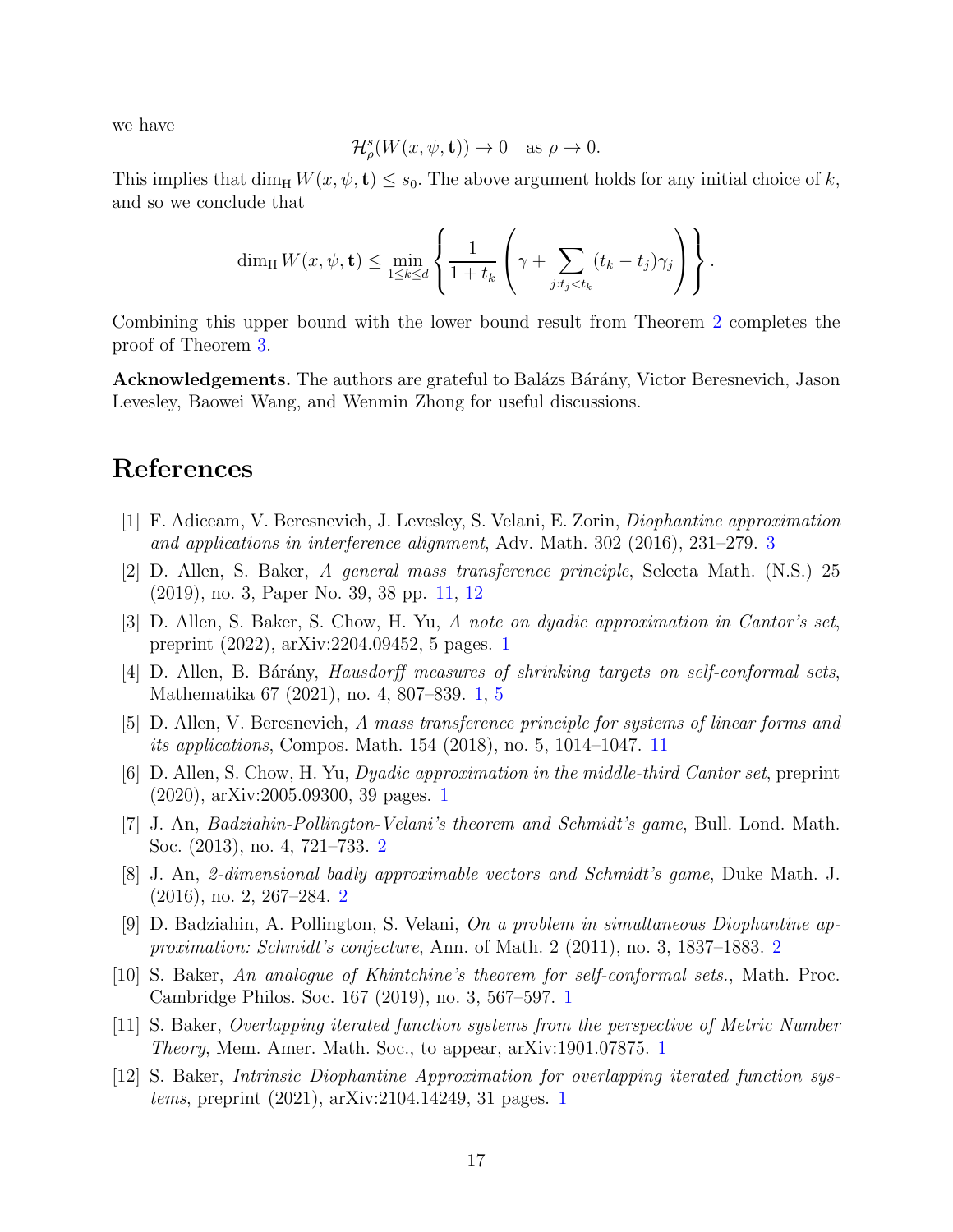we have

$$\mathcal{H}^s_\rho(W(x,\psi,\mathbf{t})) \to 0 \quad \text{as } \rho \to 0.$$

This implies that $\dim_{\mathrm{H}} W(x,\psi,\mathbf{t}) \leq s_0$. The above argument holds for any initial choice of $k$, and so we conclude that

$$\dim_{\mathrm{H}} W(x,\psi,\mathbf{t}) \leq \min_{1\leq k\leq d} \left\{ \frac{1}{1+t_k}\left(\gamma + \sum_{j:t_j<t_k}(t_k-t_j)\gamma_j\right)\right\}.$$

Combining this upper bound with the lower bound result from Theorem 2 completes the proof of Theorem 3.

**Acknowledgements.** The authors are grateful to Balázs Bárány, Victor Beresnevich, Jason Levesley, Baowei Wang, and Wenmin Zhong for useful discussions.

# References

[1] F. Adiceam, V. Beresnevich, J. Levesley, S. Velani, E. Zorin, *Diophantine approximation and applications in interference alignment*, Adv. Math. 302 (2016), 231–279. 3

[2] D. Allen, S. Baker, *A general mass transference principle*, Selecta Math. (N.S.) 25 (2019), no. 3, Paper No. 39, 38 pp. 11, 12

[3] D. Allen, S. Baker, S. Chow, H. Yu, *A note on dyadic approximation in Cantor's set*, preprint (2022), arXiv:2204.09452, 5 pages. 1

[4] D. Allen, B. Bárány, *Hausdorff measures of shrinking targets on self-conformal sets*, Mathematika 67 (2021), no. 4, 807–839. 1, 5

[5] D. Allen, V. Beresnevich, *A mass transference principle for systems of linear forms and its applications*, Compos. Math. 154 (2018), no. 5, 1014–1047. 11

[6] D. Allen, S. Chow, H. Yu, *Dyadic approximation in the middle-third Cantor set*, preprint (2020), arXiv:2005.09300, 39 pages. 1

[7] J. An, *Badziahin-Pollington-Velani's theorem and Schmidt's game*, Bull. Lond. Math. Soc. (2013), no. 4, 721–733. 2

[8] J. An, *2-dimensional badly approximable vectors and Schmidt's game*, Duke Math. J. (2016), no. 2, 267–284. 2

[9] D. Badziahin, A. Pollington, S. Velani, *On a problem in simultaneous Diophantine approximation: Schmidt's conjecture*, Ann. of Math. 2 (2011), no. 3, 1837–1883. 2

[10] S. Baker, *An analogue of Khintchine's theorem for self-conformal sets.*, Math. Proc. Cambridge Philos. Soc. 167 (2019), no. 3, 567–597. 1

[11] S. Baker, *Overlapping iterated function systems from the perspective of Metric Number Theory*, Mem. Amer. Math. Soc., to appear, arXiv:1901.07875. 1

[12] S. Baker, *Intrinsic Diophantine Approximation for overlapping iterated function systems*, preprint (2021), arXiv:2104.14249, 31 pages. 1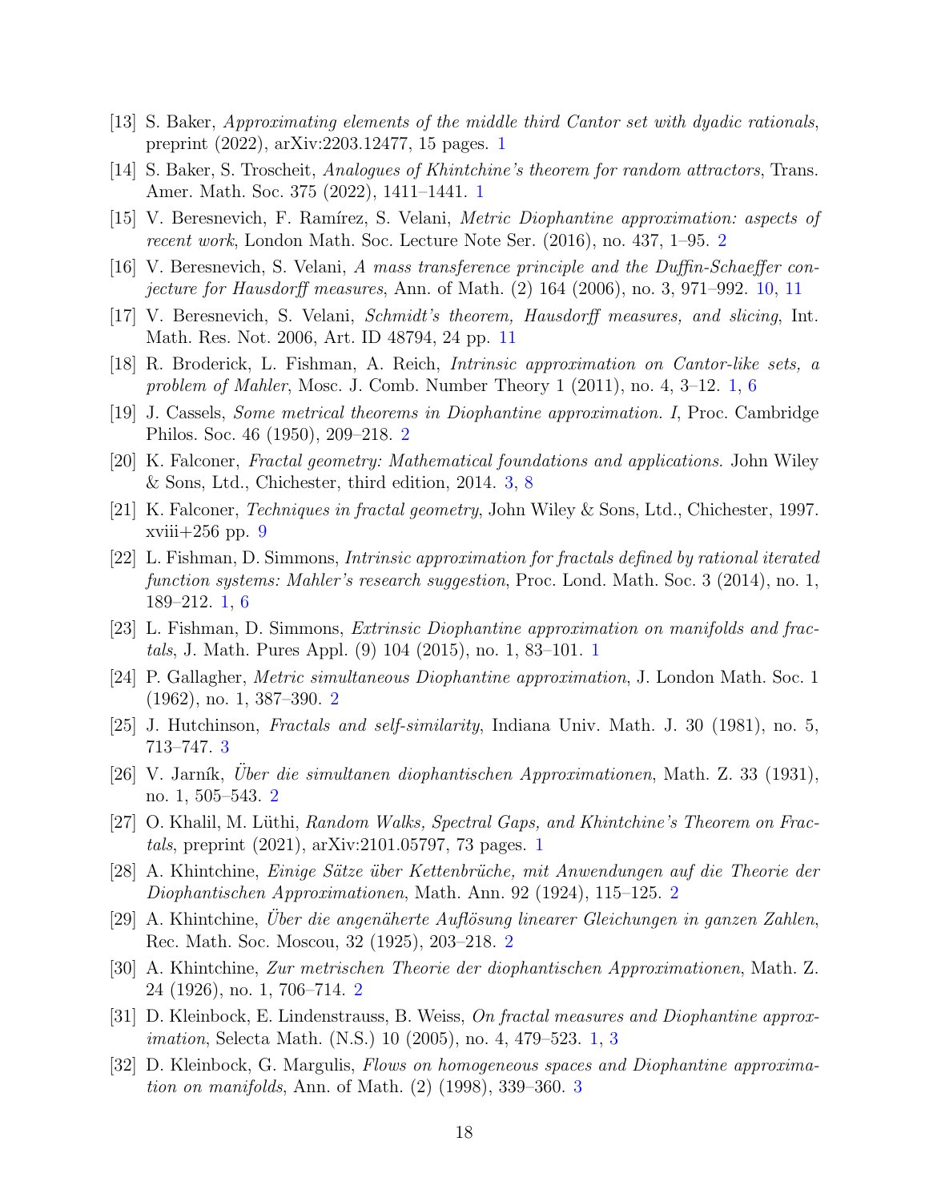[13] S. Baker, *Approximating elements of the middle third Cantor set with dyadic rationals*, preprint (2022), arXiv:2203.12477, 15 pages. 1

[14] S. Baker, S. Troscheit, *Analogues of Khintchine's theorem for random attractors*, Trans. Amer. Math. Soc. 375 (2022), 1411–1441. 1

[15] V. Beresnevich, F. Ramírez, S. Velani, *Metric Diophantine approximation: aspects of recent work*, London Math. Soc. Lecture Note Ser. (2016), no. 437, 1–95. 2

[16] V. Beresnevich, S. Velani, *A mass transference principle and the Duffin-Schaeffer conjecture for Hausdorff measures*, Ann. of Math. (2) 164 (2006), no. 3, 971–992. 10, 11

[17] V. Beresnevich, S. Velani, *Schmidt's theorem, Hausdorff measures, and slicing*, Int. Math. Res. Not. 2006, Art. ID 48794, 24 pp. 11

[18] R. Broderick, L. Fishman, A. Reich, *Intrinsic approximation on Cantor-like sets, a problem of Mahler*, Mosc. J. Comb. Number Theory 1 (2011), no. 4, 3–12. 1, 6

[19] J. Cassels, *Some metrical theorems in Diophantine approximation. I*, Proc. Cambridge Philos. Soc. 46 (1950), 209–218. 2

[20] K. Falconer, *Fractal geometry: Mathematical foundations and applications*. John Wiley & Sons, Ltd., Chichester, third edition, 2014. 3, 8

[21] K. Falconer, *Techniques in fractal geometry*, John Wiley & Sons, Ltd., Chichester, 1997. xviii+256 pp. 9

[22] L. Fishman, D. Simmons, *Intrinsic approximation for fractals defined by rational iterated function systems: Mahler's research suggestion*, Proc. Lond. Math. Soc. 3 (2014), no. 1, 189–212. 1, 6

[23] L. Fishman, D. Simmons, *Extrinsic Diophantine approximation on manifolds and fractals*, J. Math. Pures Appl. (9) 104 (2015), no. 1, 83–101. 1

[24] P. Gallagher, *Metric simultaneous Diophantine approximation*, J. London Math. Soc. 1 (1962), no. 1, 387–390. 2

[25] J. Hutchinson, *Fractals and self-similarity*, Indiana Univ. Math. J. 30 (1981), no. 5, 713–747. 3

[26] V. Jarník, *Über die simultanen diophantischen Approximationen*, Math. Z. 33 (1931), no. 1, 505–543. 2

[27] O. Khalil, M. Lüthi, *Random Walks, Spectral Gaps, and Khintchine's Theorem on Fractals*, preprint (2021), arXiv:2101.05797, 73 pages. 1

[28] A. Khintchine, *Einige Sätze über Kettenbrüche, mit Anwendungen auf die Theorie der Diophantischen Approximationen*, Math. Ann. 92 (1924), 115–125. 2

[29] A. Khintchine, *Über die angenäherte Auflösung linearer Gleichungen in ganzen Zahlen*, Rec. Math. Soc. Moscou, 32 (1925), 203–218. 2

[30] A. Khintchine, *Zur metrischen Theorie der diophantischen Approximationen*, Math. Z. 24 (1926), no. 1, 706–714. 2

[31] D. Kleinbock, E. Lindenstrauss, B. Weiss, *On fractal measures and Diophantine approximation*, Selecta Math. (N.S.) 10 (2005), no. 4, 479–523. 1, 3

[32] D. Kleinbock, G. Margulis, *Flows on homogeneous spaces and Diophantine approximation on manifolds*, Ann. of Math. (2) (1998), 339–360. 3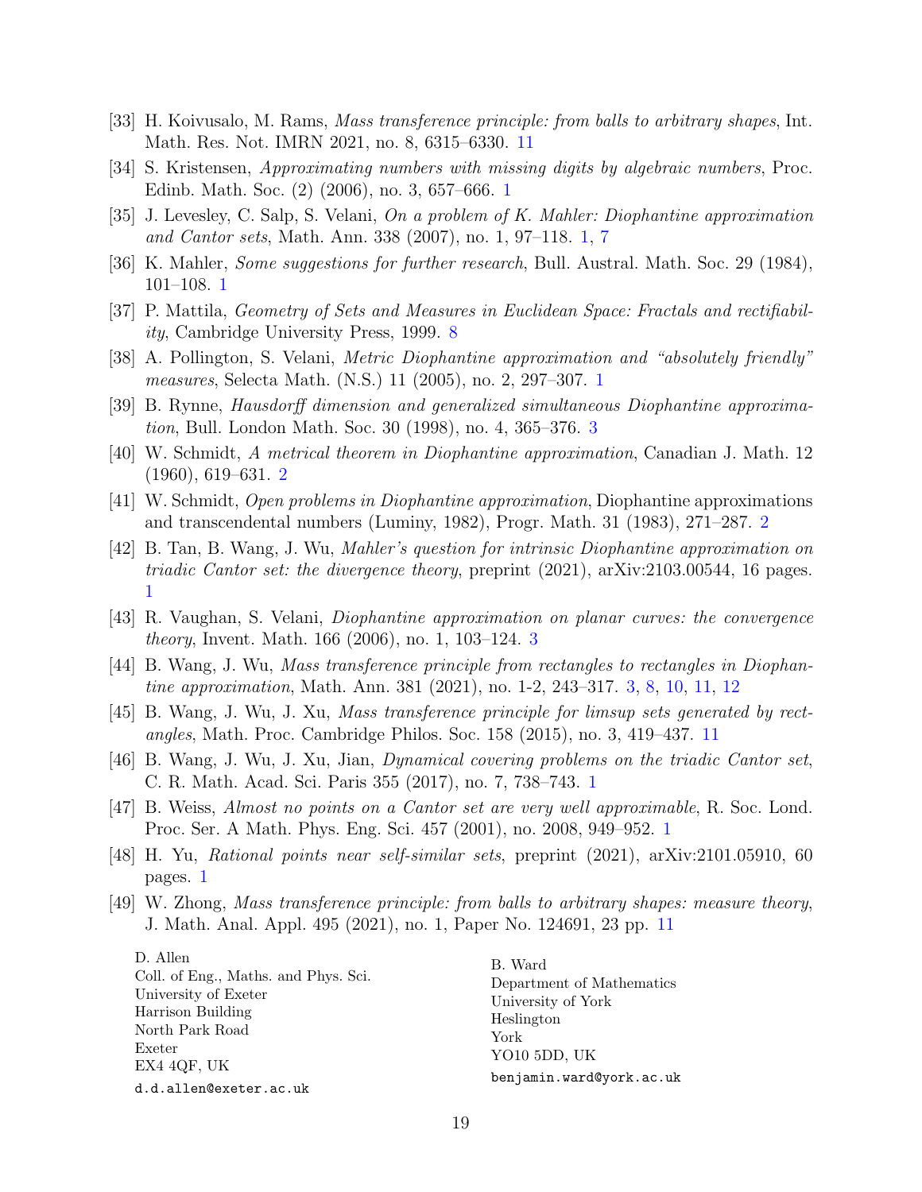[33] H. Koivusalo, M. Rams, *Mass transference principle: from balls to arbitrary shapes*, Int. Math. Res. Not. IMRN 2021, no. 8, 6315–6330. 11

[34] S. Kristensen, *Approximating numbers with missing digits by algebraic numbers*, Proc. Edinb. Math. Soc. (2) (2006), no. 3, 657–666. 1

[35] J. Levesley, C. Salp, S. Velani, *On a problem of K. Mahler: Diophantine approximation and Cantor sets*, Math. Ann. 338 (2007), no. 1, 97–118. 1, 7

[36] K. Mahler, *Some suggestions for further research*, Bull. Austral. Math. Soc. 29 (1984), 101–108. 1

[37] P. Mattila, *Geometry of Sets and Measures in Euclidean Space: Fractals and rectifiability*, Cambridge University Press, 1999. 8

[38] A. Pollington, S. Velani, *Metric Diophantine approximation and "absolutely friendly" measures*, Selecta Math. (N.S.) 11 (2005), no. 2, 297–307. 1

[39] B. Rynne, *Hausdorff dimension and generalized simultaneous Diophantine approximation*, Bull. London Math. Soc. 30 (1998), no. 4, 365–376. 3

[40] W. Schmidt, *A metrical theorem in Diophantine approximation*, Canadian J. Math. 12 (1960), 619–631. 2

[41] W. Schmidt, *Open problems in Diophantine approximation*, Diophantine approximations and transcendental numbers (Luminy, 1982), Progr. Math. 31 (1983), 271–287. 2

[42] B. Tan, B. Wang, J. Wu, *Mahler's question for intrinsic Diophantine approximation on triadic Cantor set: the divergence theory*, preprint (2021), arXiv:2103.00544, 16 pages. 1

[43] R. Vaughan, S. Velani, *Diophantine approximation on planar curves: the convergence theory*, Invent. Math. 166 (2006), no. 1, 103–124. 3

[44] B. Wang, J. Wu, *Mass transference principle from rectangles to rectangles in Diophantine approximation*, Math. Ann. 381 (2021), no. 1-2, 243–317. 3, 8, 10, 11, 12

[45] B. Wang, J. Wu, J. Xu, *Mass transference principle for limsup sets generated by rectangles*, Math. Proc. Cambridge Philos. Soc. 158 (2015), no. 3, 419–437. 11

[46] B. Wang, J. Wu, J. Xu, Jian, *Dynamical covering problems on the triadic Cantor set*, C. R. Math. Acad. Sci. Paris 355 (2017), no. 7, 738–743. 1

[47] B. Weiss, *Almost no points on a Cantor set are very well approximable*, R. Soc. Lond. Proc. Ser. A Math. Phys. Eng. Sci. 457 (2001), no. 2008, 949–952. 1

[48] H. Yu, *Rational points near self-similar sets*, preprint (2021), arXiv:2101.05910, 60 pages. 1

[49] W. Zhong, *Mass transference principle: from balls to arbitrary shapes: measure theory*, J. Math. Anal. Appl. 495 (2021), no. 1, Paper No. 124691, 23 pp. 11

D. Allen
Coll. of Eng., Maths. and Phys. Sci.
University of Exeter
Harrison Building
North Park Road
Exeter
EX4 4QF, UK
d.d.allen@exeter.ac.uk

B. Ward
Department of Mathematics
University of York
Heslington
York
YO10 5DD, UK
benjamin.ward@york.ac.uk